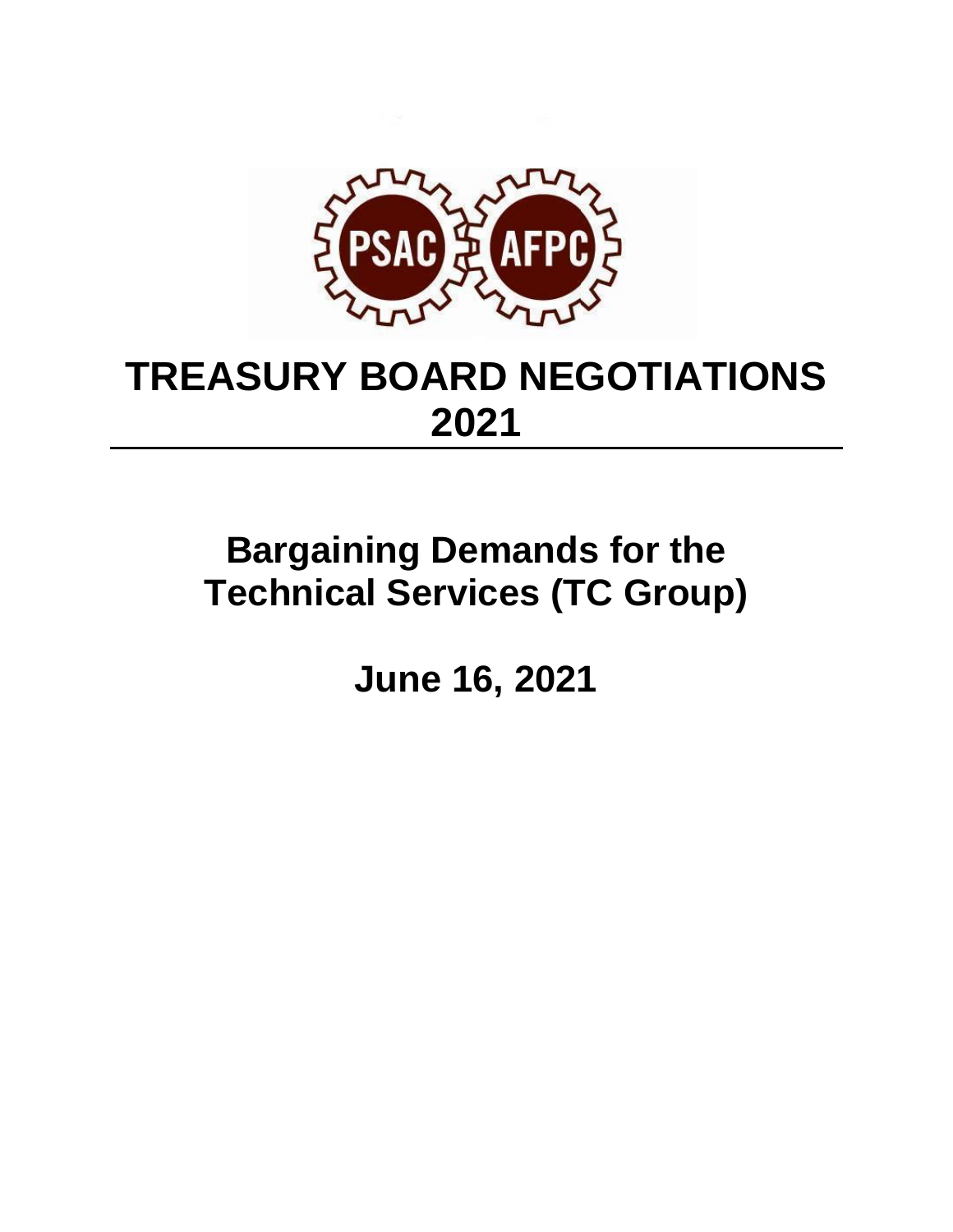PSAC AFPC

# TREASURY BOARD NEGOTIATIONS 2021

## Bargaining Demands for the Technical Services (TC Group)

## June 16, 2021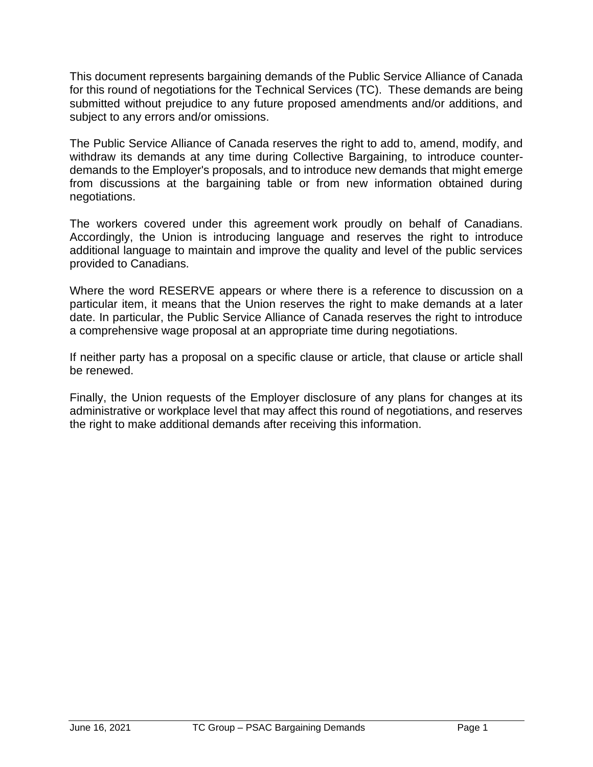This document represents bargaining demands of the Public Service Alliance of Canada for this round of negotiations for the Technical Services (TC). These demands are being submitted without prejudice to any future proposed amendments and/or additions, and subject to any errors and/or omissions.

The Public Service Alliance of Canada reserves the right to add to, amend, modify, and withdraw its demands at any time during Collective Bargaining, to introduce counter-demands to the Employer's proposals, and to introduce new demands that might emerge from discussions at the bargaining table or from new information obtained during negotiations.

The workers covered under this agreement work proudly on behalf of Canadians. Accordingly, the Union is introducing language and reserves the right to introduce additional language to maintain and improve the quality and level of the public services provided to Canadians.

Where the word RESERVE appears or where there is a reference to discussion on a particular item, it means that the Union reserves the right to make demands at a later date. In particular, the Public Service Alliance of Canada reserves the right to introduce a comprehensive wage proposal at an appropriate time during negotiations.

If neither party has a proposal on a specific clause or article, that clause or article shall be renewed.

Finally, the Union requests of the Employer disclosure of any plans for changes at its administrative or workplace level that may affect this round of negotiations, and reserves the right to make additional demands after receiving this information.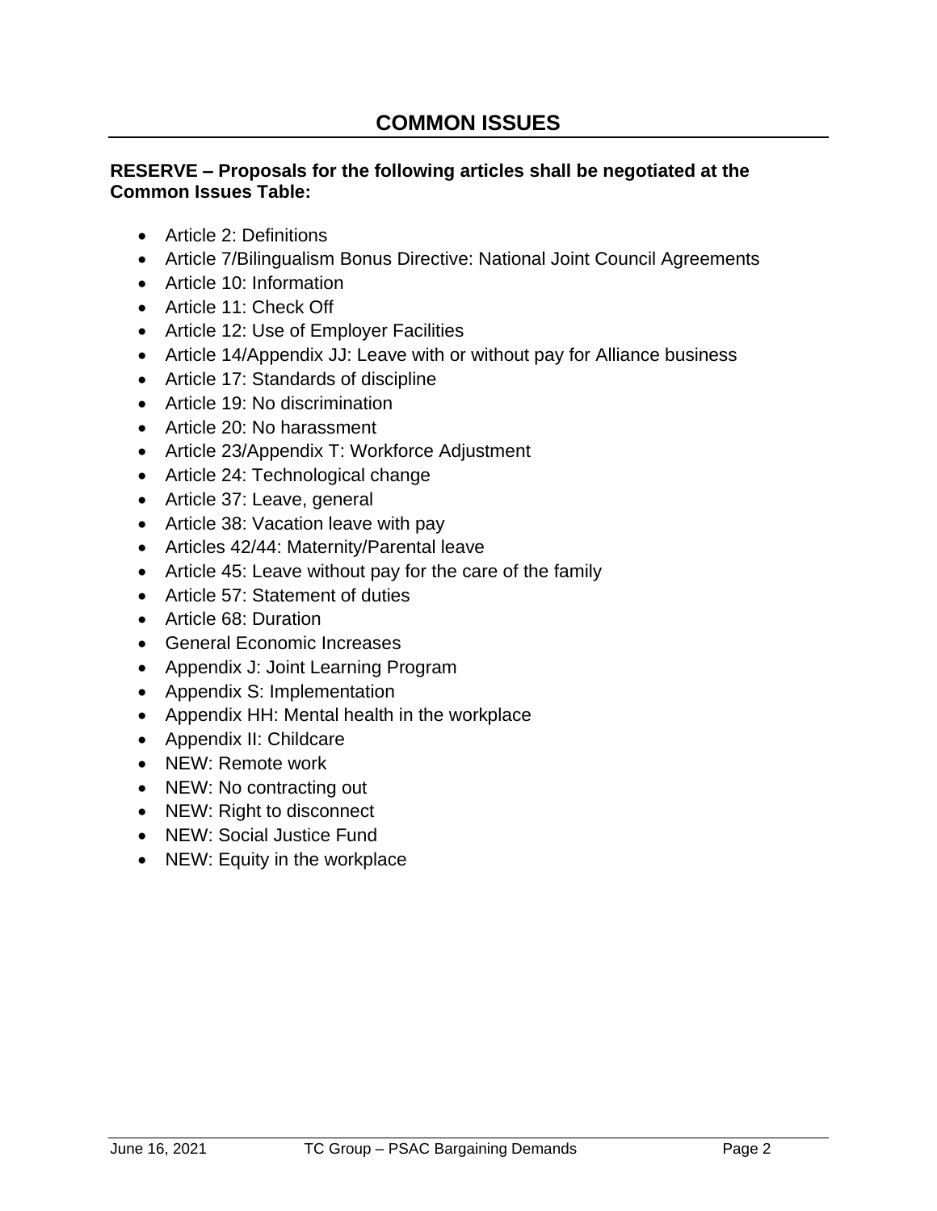# COMMON ISSUES

**RESERVE – Proposals for the following articles shall be negotiated at the Common Issues Table:**

- Article 2: Definitions
- Article 7/Bilingualism Bonus Directive: National Joint Council Agreements
- Article 10: Information
- Article 11: Check Off
- Article 12: Use of Employer Facilities
- Article 14/Appendix JJ: Leave with or without pay for Alliance business
- Article 17: Standards of discipline
- Article 19: No discrimination
- Article 20: No harassment
- Article 23/Appendix T: Workforce Adjustment
- Article 24: Technological change
- Article 37: Leave, general
- Article 38: Vacation leave with pay
- Articles 42/44: Maternity/Parental leave
- Article 45: Leave without pay for the care of the family
- Article 57: Statement of duties
- Article 68: Duration
- General Economic Increases
- Appendix J: Joint Learning Program
- Appendix S: Implementation
- Appendix HH: Mental health in the workplace
- Appendix II: Childcare
- NEW: Remote work
- NEW: No contracting out
- NEW: Right to disconnect
- NEW: Social Justice Fund
- NEW: Equity in the workplace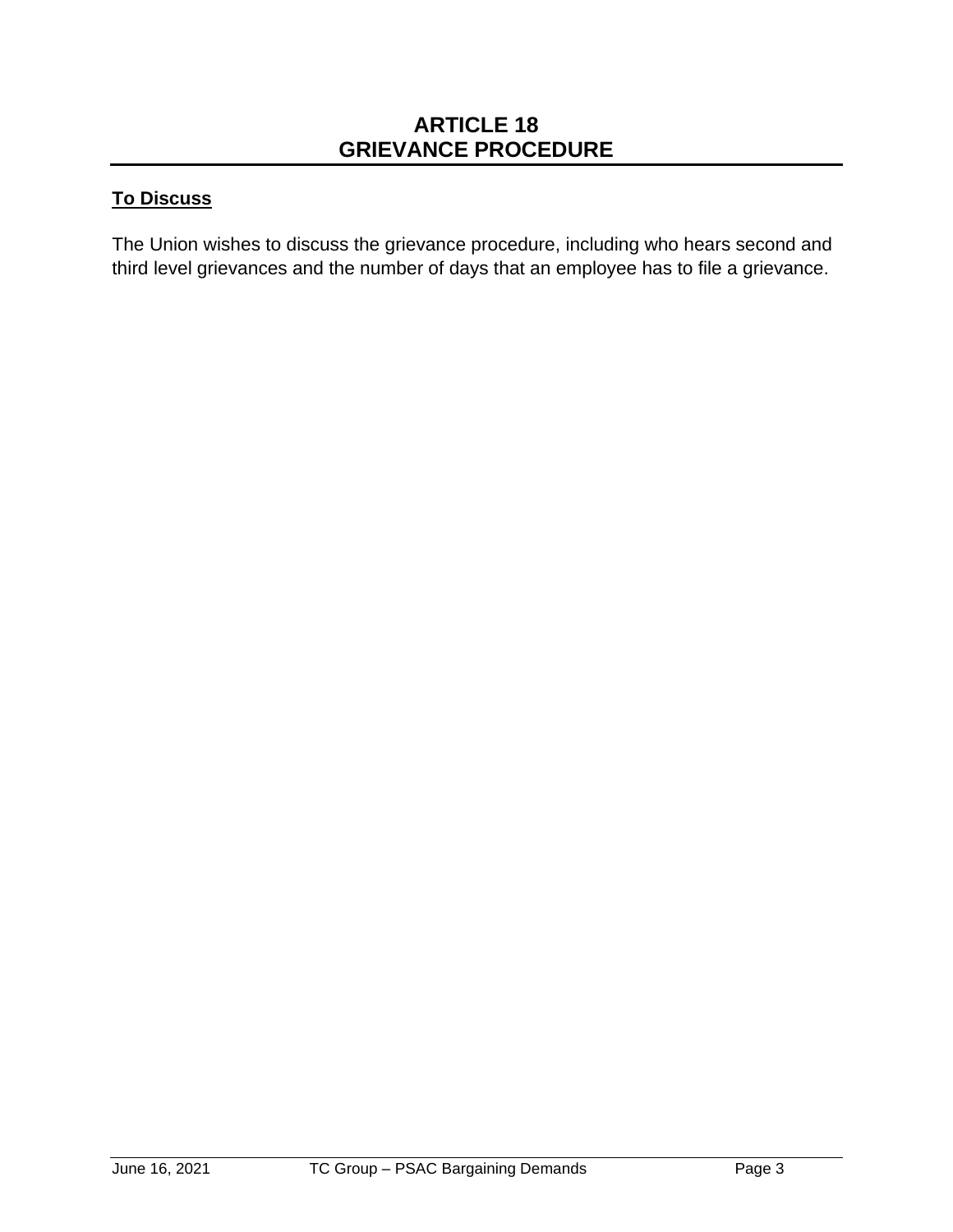# ARTICLE 18
# GRIEVANCE PROCEDURE

**To Discuss**

The Union wishes to discuss the grievance procedure, including who hears second and third level grievances and the number of days that an employee has to file a grievance.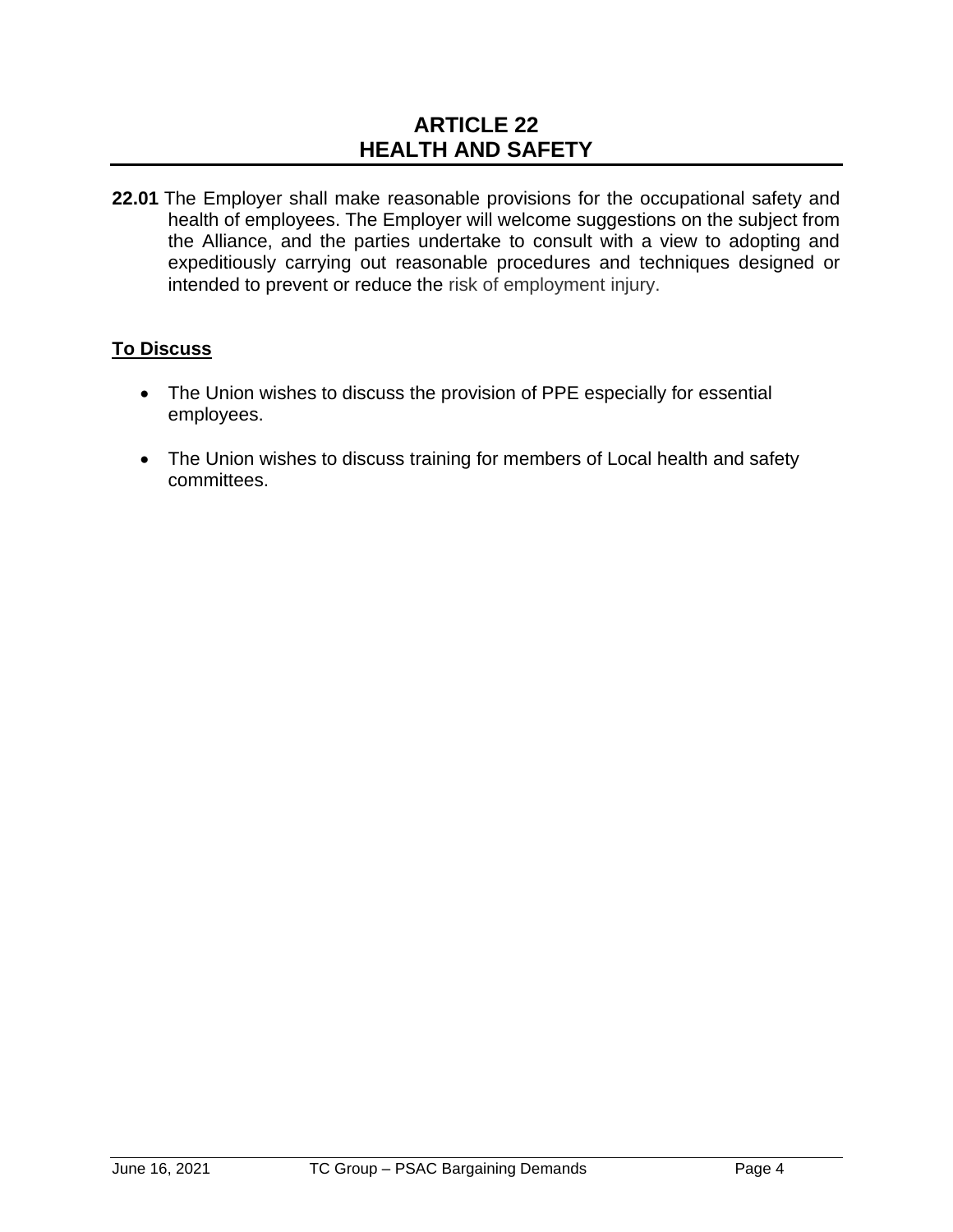# ARTICLE 22
# HEALTH AND SAFETY

**22.01** The Employer shall make reasonable provisions for the occupational safety and health of employees. The Employer will welcome suggestions on the subject from the Alliance, and the parties undertake to consult with a view to adopting and expeditiously carrying out reasonable procedures and techniques designed or intended to prevent or reduce the risk of employment injury.

## To Discuss

- The Union wishes to discuss the provision of PPE especially for essential employees.
- The Union wishes to discuss training for members of Local health and safety committees.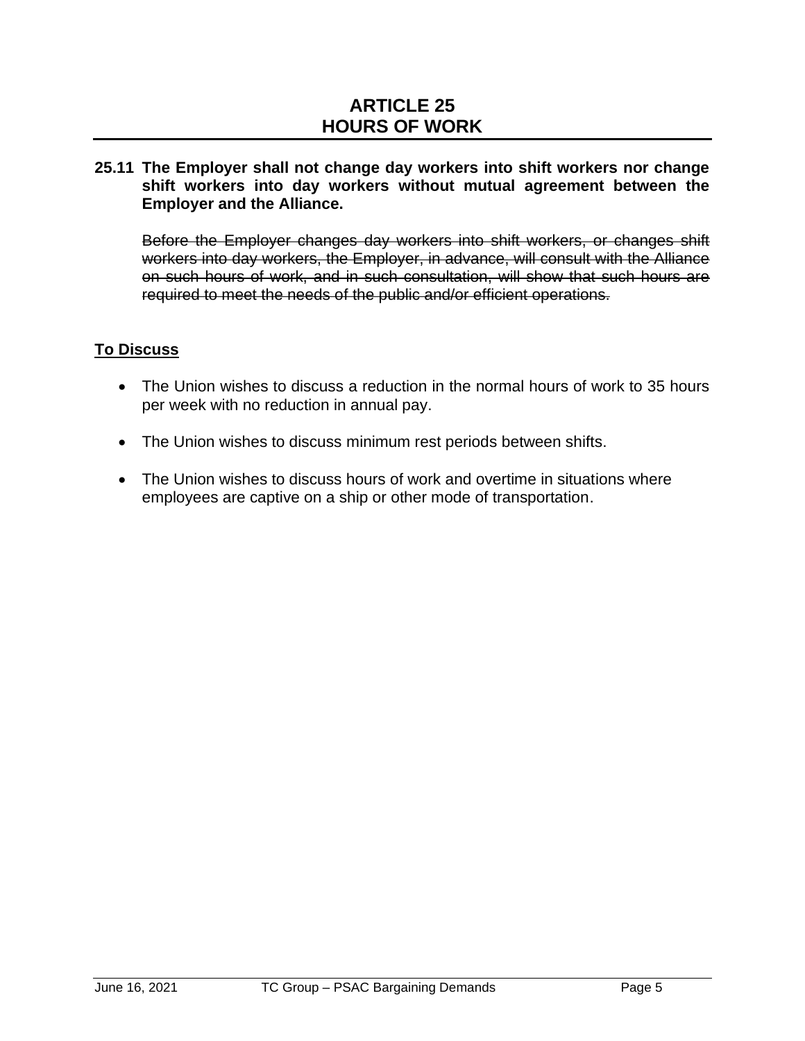# ARTICLE 25
# HOURS OF WORK

**25.11 The Employer shall not change day workers into shift workers nor change shift workers into day workers without mutual agreement between the Employer and the Alliance.**

~~Before the Employer changes day workers into shift workers, or changes shift workers into day workers, the Employer, in advance, will consult with the Alliance on such hours of work, and in such consultation, will show that such hours are required to meet the needs of the public and/or efficient operations.~~

## <u>To Discuss</u>

- The Union wishes to discuss a reduction in the normal hours of work to 35 hours per week with no reduction in annual pay.
- The Union wishes to discuss minimum rest periods between shifts.
- The Union wishes to discuss hours of work and overtime in situations where employees are captive on a ship or other mode of transportation.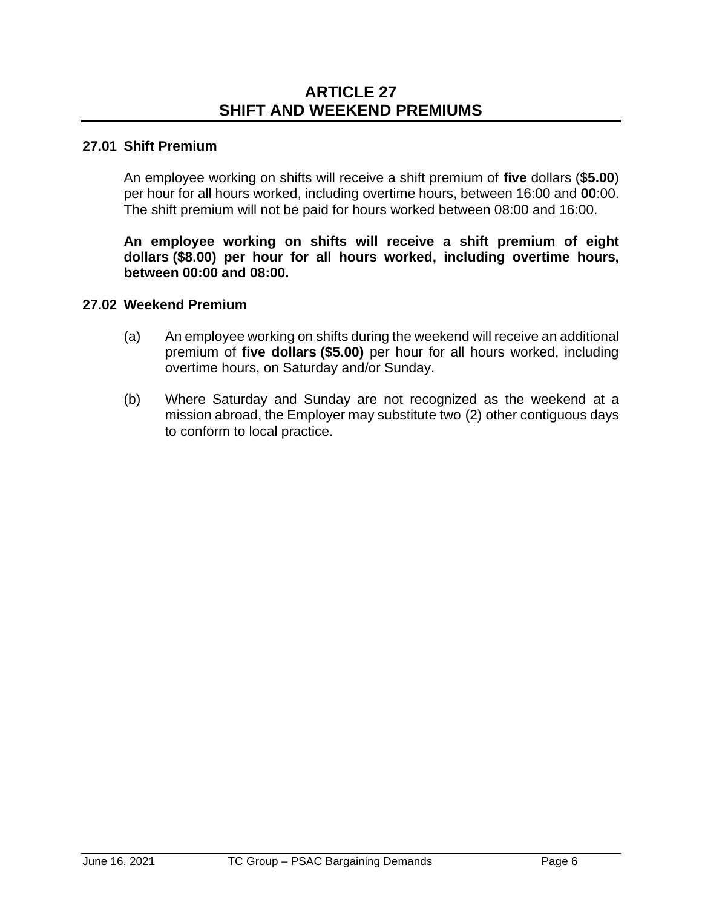# ARTICLE 27
# SHIFT AND WEEKEND PREMIUMS

### 27.01 Shift Premium

An employee working on shifts will receive a shift premium of **five** dollars ($**5.00**) per hour for all hours worked, including overtime hours, between 16:00 and **00**:00. The shift premium will not be paid for hours worked between 08:00 and 16:00.

**An employee working on shifts will receive a shift premium of eight dollars ($8.00) per hour for all hours worked, including overtime hours, between 00:00 and 08:00.**

### 27.02 Weekend Premium

(a) An employee working on shifts during the weekend will receive an additional premium of **five dollars ($5.00)** per hour for all hours worked, including overtime hours, on Saturday and/or Sunday.

(b) Where Saturday and Sunday are not recognized as the weekend at a mission abroad, the Employer may substitute two (2) other contiguous days to conform to local practice.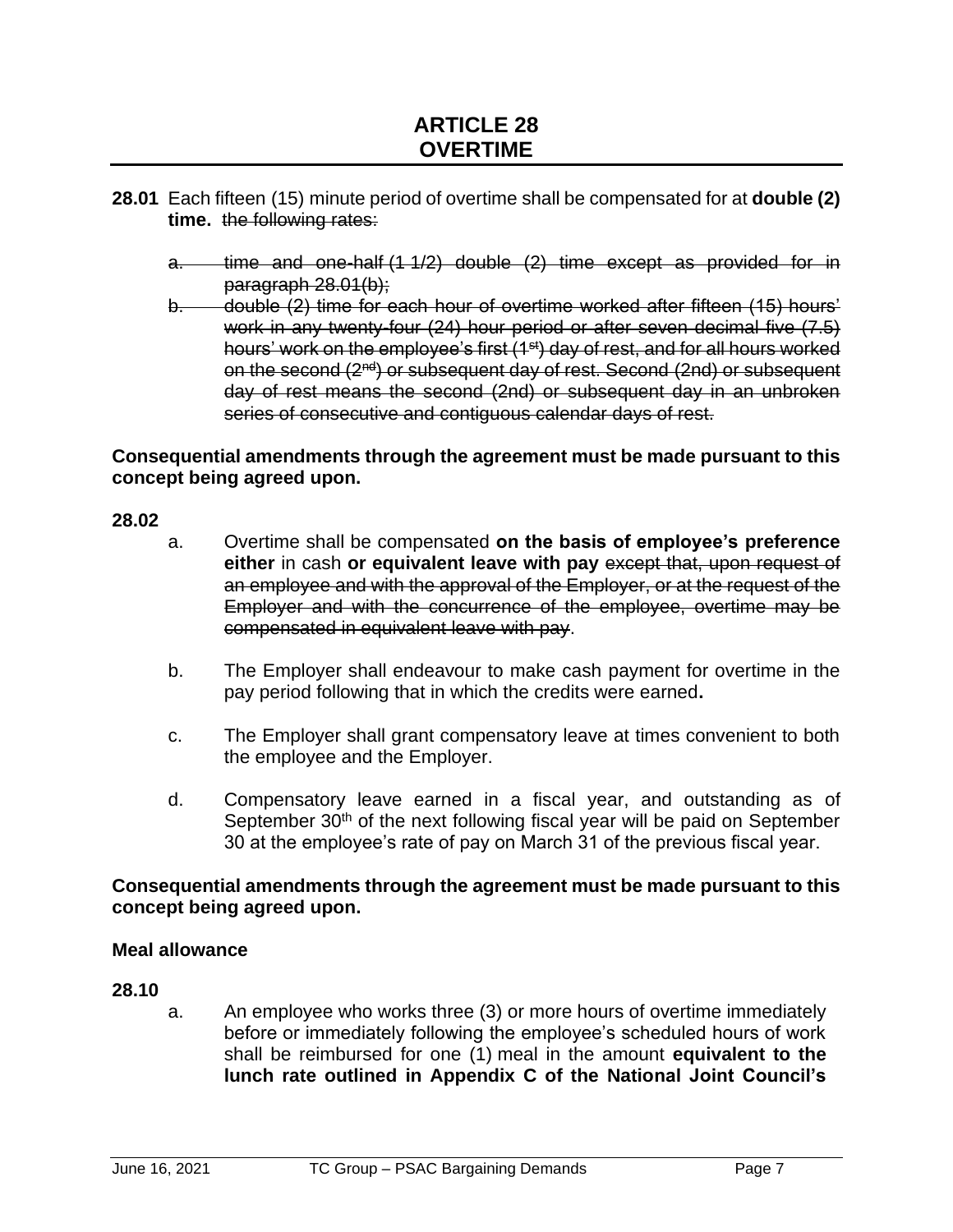# ARTICLE 28
# OVERTIME

**28.01** Each fifteen (15) minute period of overtime shall be compensated for at **double (2) time.** ~~the following rates:~~

~~a. time and one-half (1 1/2) double (2) time except as provided for in paragraph 28.01(b);~~

~~b. double (2) time for each hour of overtime worked after fifteen (15) hours' work in any twenty-four (24) hour period or after seven decimal five (7.5) hours' work on the employee's first (1st) day of rest, and for all hours worked on the second (2nd) or subsequent day of rest. Second (2nd) or subsequent day of rest means the second (2nd) or subsequent day in an unbroken series of consecutive and contiguous calendar days of rest.~~

**Consequential amendments through the agreement must be made pursuant to this concept being agreed upon.**

**28.02**

a. Overtime shall be compensated **on the basis of employee's preference either** in cash **or equivalent leave with pay** ~~except that, upon request of an employee and with the approval of the Employer, or at the request of the Employer and with the concurrence of the employee, overtime may be compensated in equivalent leave with pay~~.

b. The Employer shall endeavour to make cash payment for overtime in the pay period following that in which the credits were earned**.**

c. The Employer shall grant compensatory leave at times convenient to both the employee and the Employer.

d. Compensatory leave earned in a fiscal year, and outstanding as of September 30th of the next following fiscal year will be paid on September 30 at the employee's rate of pay on March 31 of the previous fiscal year.

**Consequential amendments through the agreement must be made pursuant to this concept being agreed upon.**

**Meal allowance**

**28.10**

a. An employee who works three (3) or more hours of overtime immediately before or immediately following the employee's scheduled hours of work shall be reimbursed for one (1) meal in the amount **equivalent to the lunch rate outlined in Appendix C of the National Joint Council's**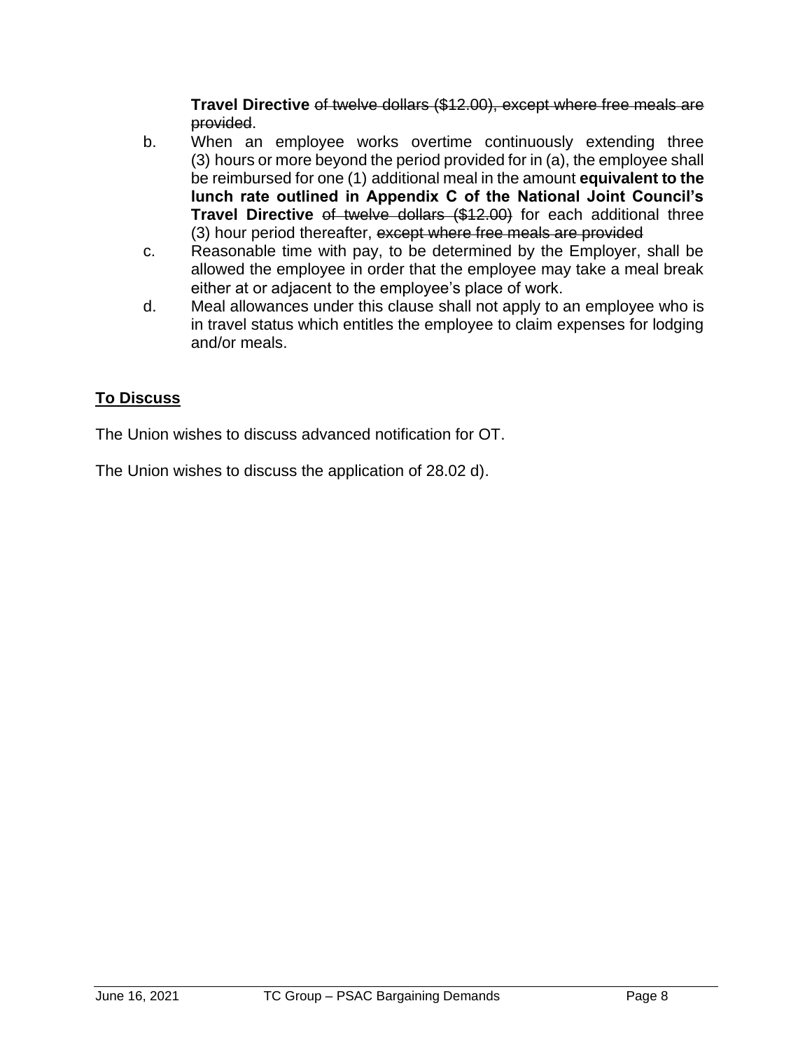**Travel Directive** ~~of twelve dollars ($12.00), except where free meals are provided~~.

b. When an employee works overtime continuously extending three (3) hours or more beyond the period provided for in (a), the employee shall be reimbursed for one (1) additional meal in the amount **equivalent to the lunch rate outlined in Appendix C of the National Joint Council's Travel Directive** ~~of twelve dollars ($12.00)~~ for each additional three (3) hour period thereafter, ~~except where free meals are provided~~

c. Reasonable time with pay, to be determined by the Employer, shall be allowed the employee in order that the employee may take a meal break either at or adjacent to the employee's place of work.

d. Meal allowances under this clause shall not apply to an employee who is in travel status which entitles the employee to claim expenses for lodging and/or meals.

## **To Discuss**

The Union wishes to discuss advanced notification for OT.

The Union wishes to discuss the application of 28.02 d).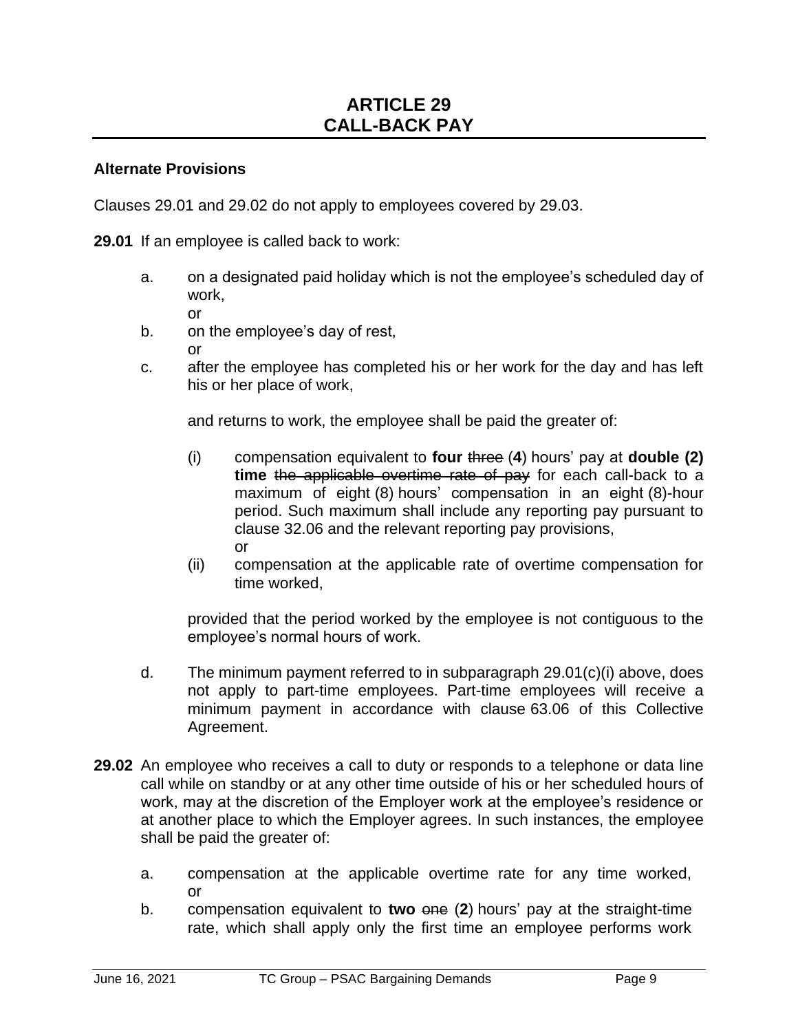# ARTICLE 29
# CALL-BACK PAY

**Alternate Provisions**

Clauses 29.01 and 29.02 do not apply to employees covered by 29.03.

**29.01** If an employee is called back to work:

a. on a designated paid holiday which is not the employee's scheduled day of work,
   or
b. on the employee's day of rest,
   or
c. after the employee has completed his or her work for the day and has left his or her place of work,

   and returns to work, the employee shall be paid the greater of:

   (i) compensation equivalent to **four** ~~three~~ (**4**) hours' pay at **double (2) time** ~~the applicable overtime rate of pay~~ for each call-back to a maximum of eight (8) hours' compensation in an eight (8)-hour period. Such maximum shall include any reporting pay pursuant to clause 32.06 and the relevant reporting pay provisions,
   or
   (ii) compensation at the applicable rate of overtime compensation for time worked,

   provided that the period worked by the employee is not contiguous to the employee's normal hours of work.

d. The minimum payment referred to in subparagraph 29.01(c)(i) above, does not apply to part-time employees. Part-time employees will receive a minimum payment in accordance with clause 63.06 of this Collective Agreement.

**29.02** An employee who receives a call to duty or responds to a telephone or data line call while on standby or at any other time outside of his or her scheduled hours of work, may at the discretion of the Employer work at the employee's residence or at another place to which the Employer agrees. In such instances, the employee shall be paid the greater of:

a. compensation at the applicable overtime rate for any time worked,
   or
b. compensation equivalent to **two** ~~one~~ (**2**) hours' pay at the straight-time rate, which shall apply only the first time an employee performs work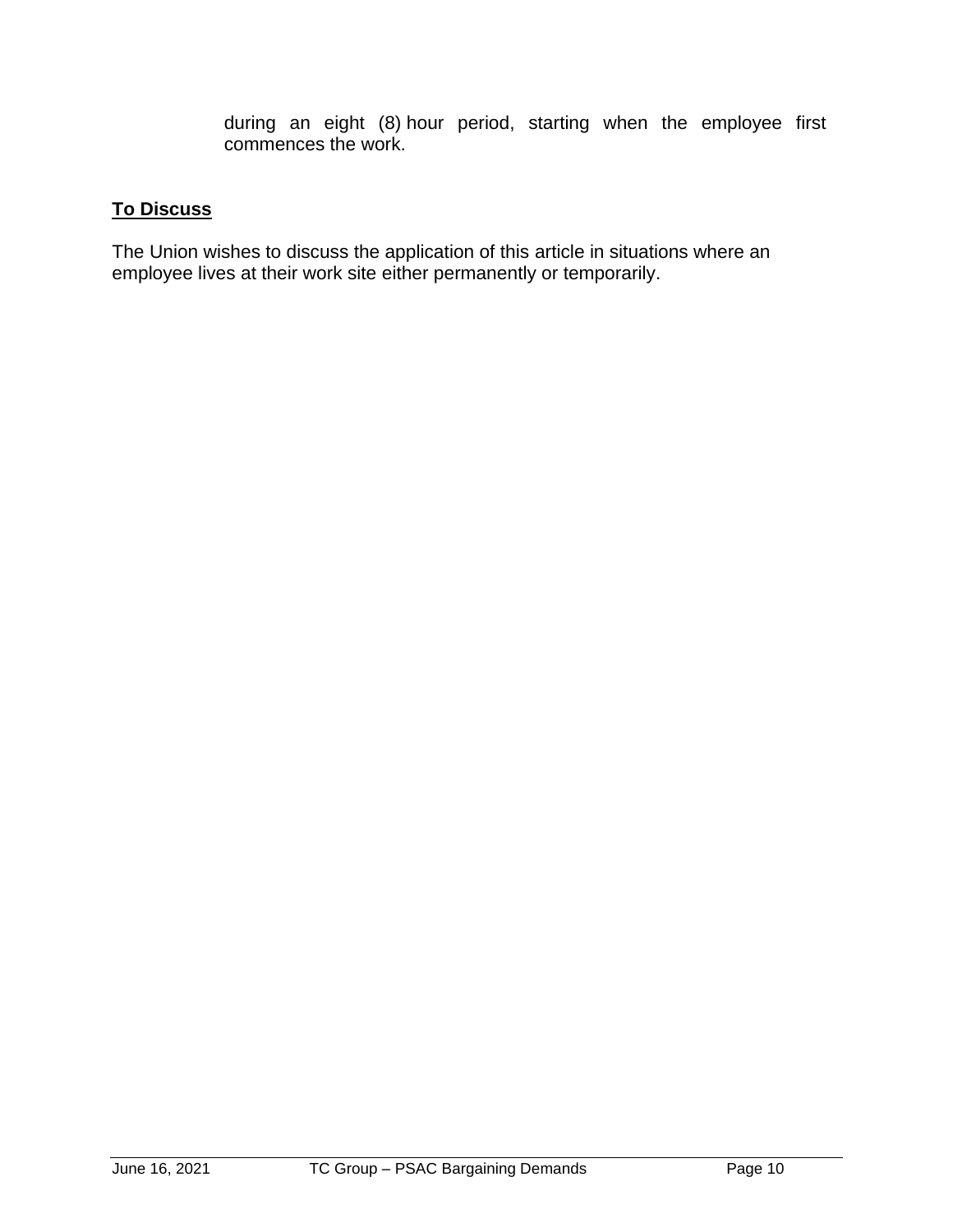during an eight (8) hour period, starting when the employee first commences the work.

**To Discuss**

The Union wishes to discuss the application of this article in situations where an employee lives at their work site either permanently or temporarily.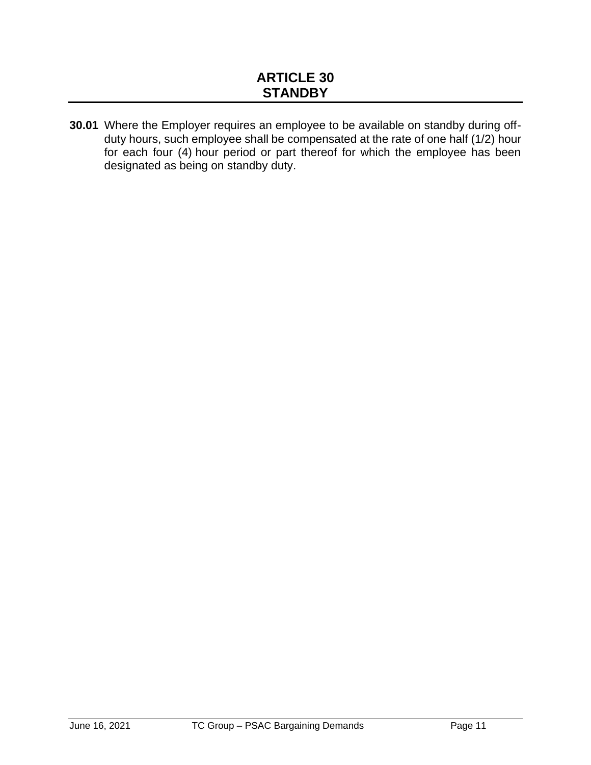# ARTICLE 30
# STANDBY

**30.01** Where the Employer requires an employee to be available on standby during off-duty hours, such employee shall be compensated at the rate of one ~~half~~ (1~~/2~~) hour for each four (4) hour period or part thereof for which the employee has been designated as being on standby duty.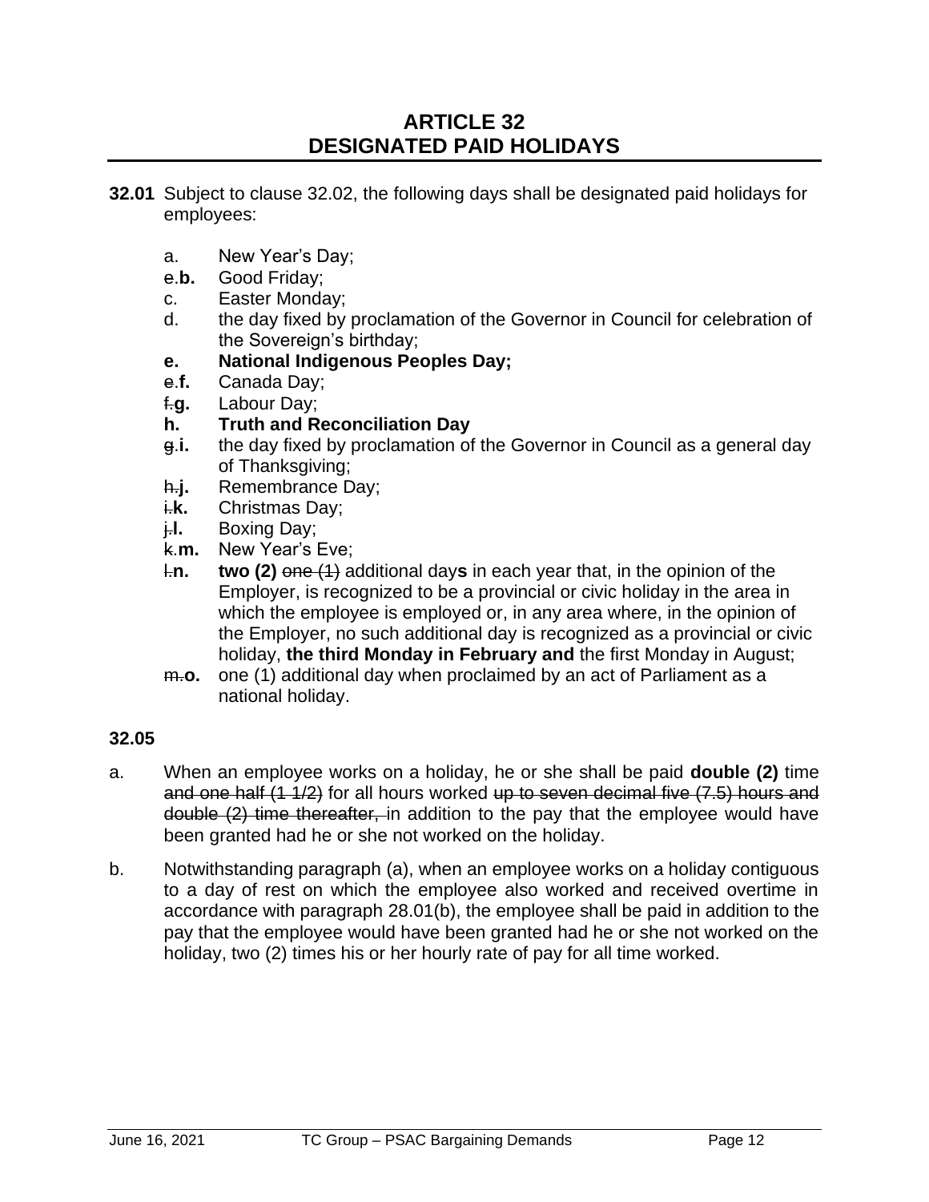# ARTICLE 32
# DESIGNATED PAID HOLIDAYS

**32.01** Subject to clause 32.02, the following days shall be designated paid holidays for employees:

- a. New Year's Day;
- ~~e.~~**b.** Good Friday;
- c. Easter Monday;
- d. the day fixed by proclamation of the Governor in Council for celebration of the Sovereign's birthday;
- **e. National Indigenous Peoples Day;**
- ~~e.~~**f.** Canada Day;
- ~~f.~~**g.** Labour Day;
- **h. Truth and Reconciliation Day**
- ~~g.~~**i.** the day fixed by proclamation of the Governor in Council as a general day of Thanksgiving;
- ~~h.~~**j.** Remembrance Day;
- ~~i.~~**k.** Christmas Day;
- ~~j.~~**l.** Boxing Day;
- ~~k.~~**m.** New Year's Eve;
- ~~l.~~**n.** **two (2)** ~~one (1)~~ additional day**s** in each year that, in the opinion of the Employer, is recognized to be a provincial or civic holiday in the area in which the employee is employed or, in any area where, in the opinion of the Employer, no such additional day is recognized as a provincial or civic holiday, **the third Monday in February and** the first Monday in August;
- ~~m.~~**o.** one (1) additional day when proclaimed by an act of Parliament as a national holiday.

**32.05**

a. When an employee works on a holiday, he or she shall be paid **double (2)** time ~~and one half (1 1/2)~~ for all hours worked ~~up to seven decimal five (7.5) hours and double (2) time thereafter,~~ in addition to the pay that the employee would have been granted had he or she not worked on the holiday.

b. Notwithstanding paragraph (a), when an employee works on a holiday contiguous to a day of rest on which the employee also worked and received overtime in accordance with paragraph 28.01(b), the employee shall be paid in addition to the pay that the employee would have been granted had he or she not worked on the holiday, two (2) times his or her hourly rate of pay for all time worked.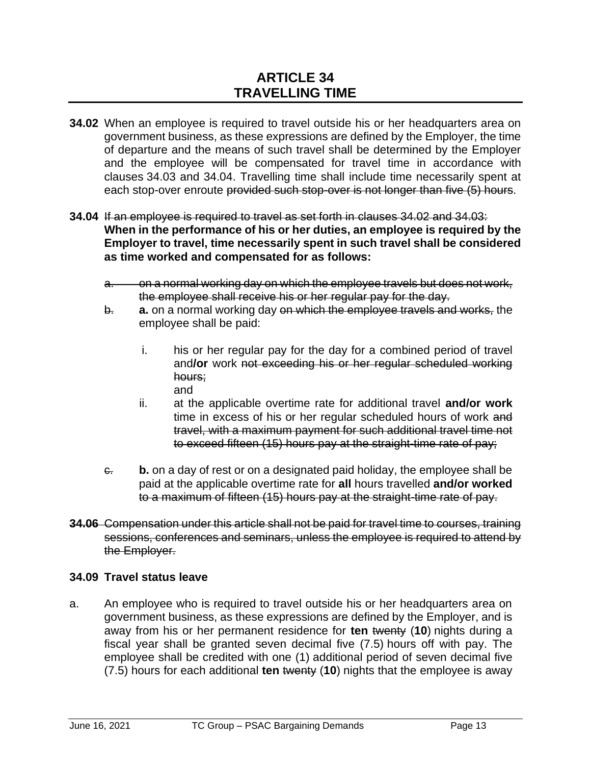# ARTICLE 34
# TRAVELLING TIME

**34.02** When an employee is required to travel outside his or her headquarters area on government business, as these expressions are defined by the Employer, the time of departure and the means of such travel shall be determined by the Employer and the employee will be compensated for travel time in accordance with clauses 34.03 and 34.04. Travelling time shall include time necessarily spent at each stop-over enroute ~~provided such stop-over is not longer than five (5) hours~~.

**34.04** ~~If an employee is required to travel as set forth in clauses 34.02 and 34.03:~~ **When in the performance of his or her duties, an employee is required by the Employer to travel, time necessarily spent in such travel shall be considered as time worked and compensated for as follows:**

~~a. on a normal working day on which the employee travels but does not work, the employee shall receive his or her regular pay for the day.~~

~~b.~~ **a.** on a normal working day ~~on which the employee travels and works,~~ the employee shall be paid:

i. his or her regular pay for the day for a combined period of travel and**/or** work ~~not exceeding his or her regular scheduled working hours;~~
and

ii. at the applicable overtime rate for additional travel **and/or work** time in excess of his or her regular scheduled hours of work ~~and travel, with a maximum payment for such additional travel time not to exceed fifteen (15) hours pay at the straight-time rate of pay;~~

~~c.~~ **b.** on a day of rest or on a designated paid holiday, the employee shall be paid at the applicable overtime rate for **all** hours travelled **and/or worked** ~~to a maximum of fifteen (15) hours pay at the straight-time rate of pay.~~

~~**34.06** Compensation under this article shall not be paid for travel time to courses, training sessions, conferences and seminars, unless the employee is required to attend by the Employer.~~

**34.09 Travel status leave**

a. An employee who is required to travel outside his or her headquarters area on government business, as these expressions are defined by the Employer, and is away from his or her permanent residence for **ten** ~~twenty~~ (**10**) nights during a fiscal year shall be granted seven decimal five (7.5) hours off with pay. The employee shall be credited with one (1) additional period of seven decimal five (7.5) hours for each additional **ten** ~~twenty~~ (**10**) nights that the employee is away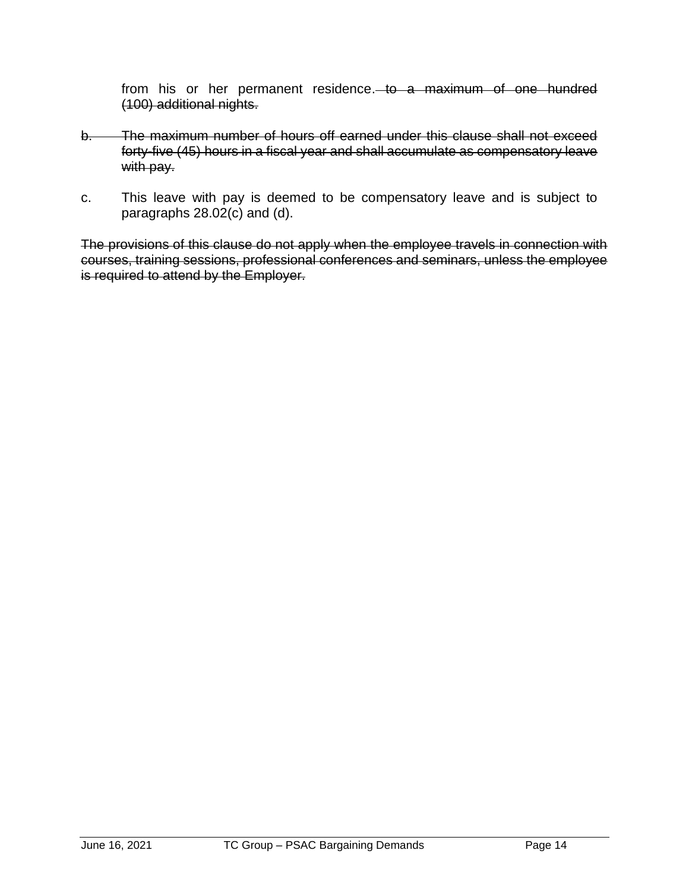from his or her permanent residence. ~~to a maximum of one hundred (100) additional nights.~~

~~b. The maximum number of hours off earned under this clause shall not exceed forty-five (45) hours in a fiscal year and shall accumulate as compensatory leave with pay.~~

c. This leave with pay is deemed to be compensatory leave and is subject to paragraphs 28.02(c) and (d).

~~The provisions of this clause do not apply when the employee travels in connection with courses, training sessions, professional conferences and seminars, unless the employee is required to attend by the Employer.~~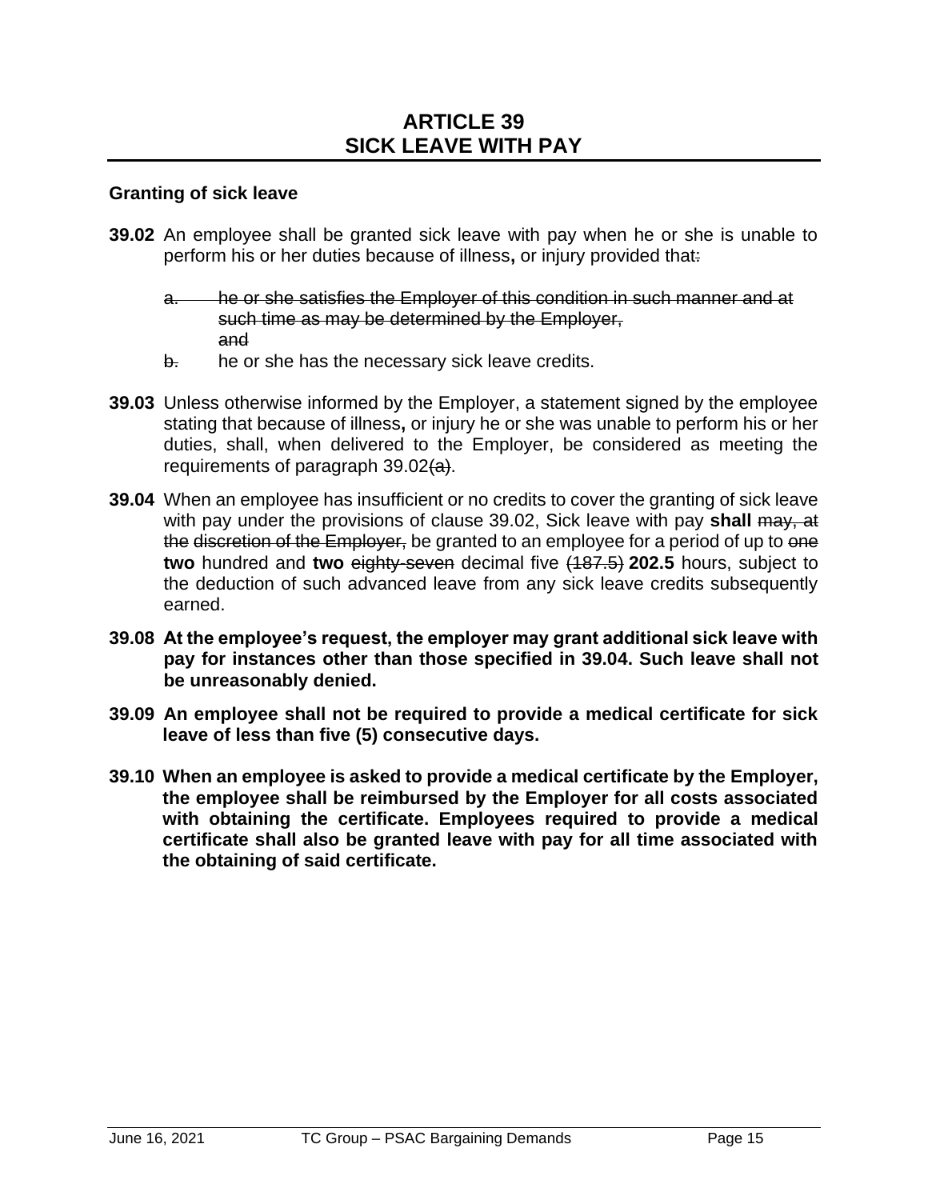# ARTICLE 39
# SICK LEAVE WITH PAY

**Granting of sick leave**

**39.02** An employee shall be granted sick leave with pay when he or she is unable to perform his or her duties because of illness**,** or injury provided that~~:~~

~~a. he or she satisfies the Employer of this condition in such manner and at such time as may be determined by the Employer, and~~

~~b.~~ he or she has the necessary sick leave credits.

**39.03** Unless otherwise informed by the Employer, a statement signed by the employee stating that because of illness**,** or injury he or she was unable to perform his or her duties, shall, when delivered to the Employer, be considered as meeting the requirements of paragraph 39.02~~(a)~~.

**39.04** When an employee has insufficient or no credits to cover the granting of sick leave with pay under the provisions of clause 39.02, Sick leave with pay **shall** ~~may, at the discretion of the Employer,~~ be granted to an employee for a period of up to ~~one~~ **two** hundred and **two** ~~eighty-seven~~ decimal five ~~(187.5)~~ **202.5** hours, subject to the deduction of such advanced leave from any sick leave credits subsequently earned.

**39.08 At the employee's request, the employer may grant additional sick leave with pay for instances other than those specified in 39.04. Such leave shall not be unreasonably denied.**

**39.09 An employee shall not be required to provide a medical certificate for sick leave of less than five (5) consecutive days.**

**39.10 When an employee is asked to provide a medical certificate by the Employer, the employee shall be reimbursed by the Employer for all costs associated with obtaining the certificate. Employees required to provide a medical certificate shall also be granted leave with pay for all time associated with the obtaining of said certificate.**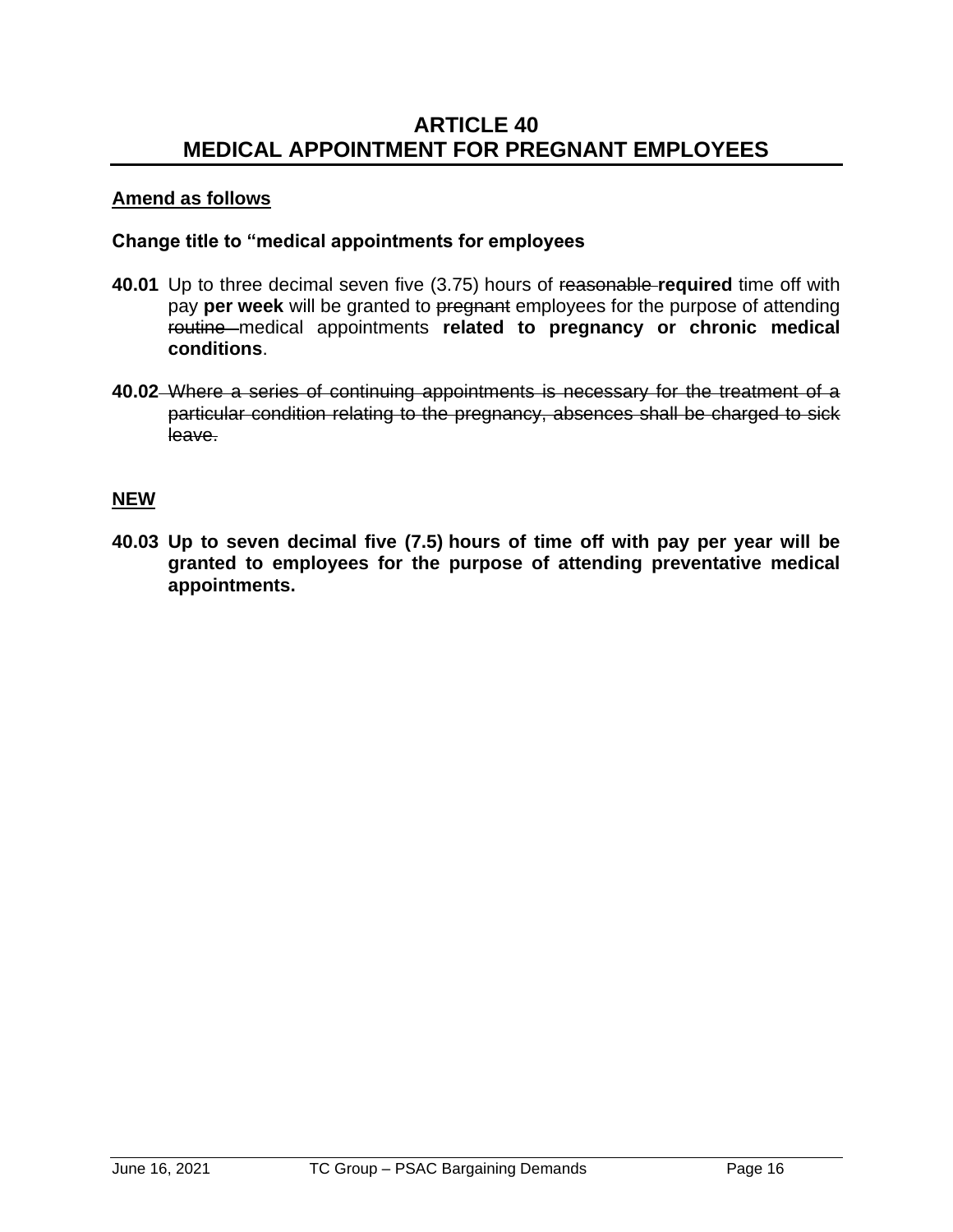## ARTICLE 40
## MEDICAL APPOINTMENT FOR PREGNANT EMPLOYEES

**Amend as follows**

**Change title to "medical appointments for employees**

**40.01** Up to three decimal seven five (3.75) hours of ~~reasonable~~ **required** time off with pay **per week** will be granted to ~~pregnant~~ employees for the purpose of attending ~~routine~~ medical appointments **related to pregnancy or chronic medical conditions**.

**40.02** ~~Where a series of continuing appointments is necessary for the treatment of a particular condition relating to the pregnancy, absences shall be charged to sick leave.~~

**NEW**

**40.03 Up to seven decimal five (7.5) hours of time off with pay per year will be granted to employees for the purpose of attending preventative medical appointments.**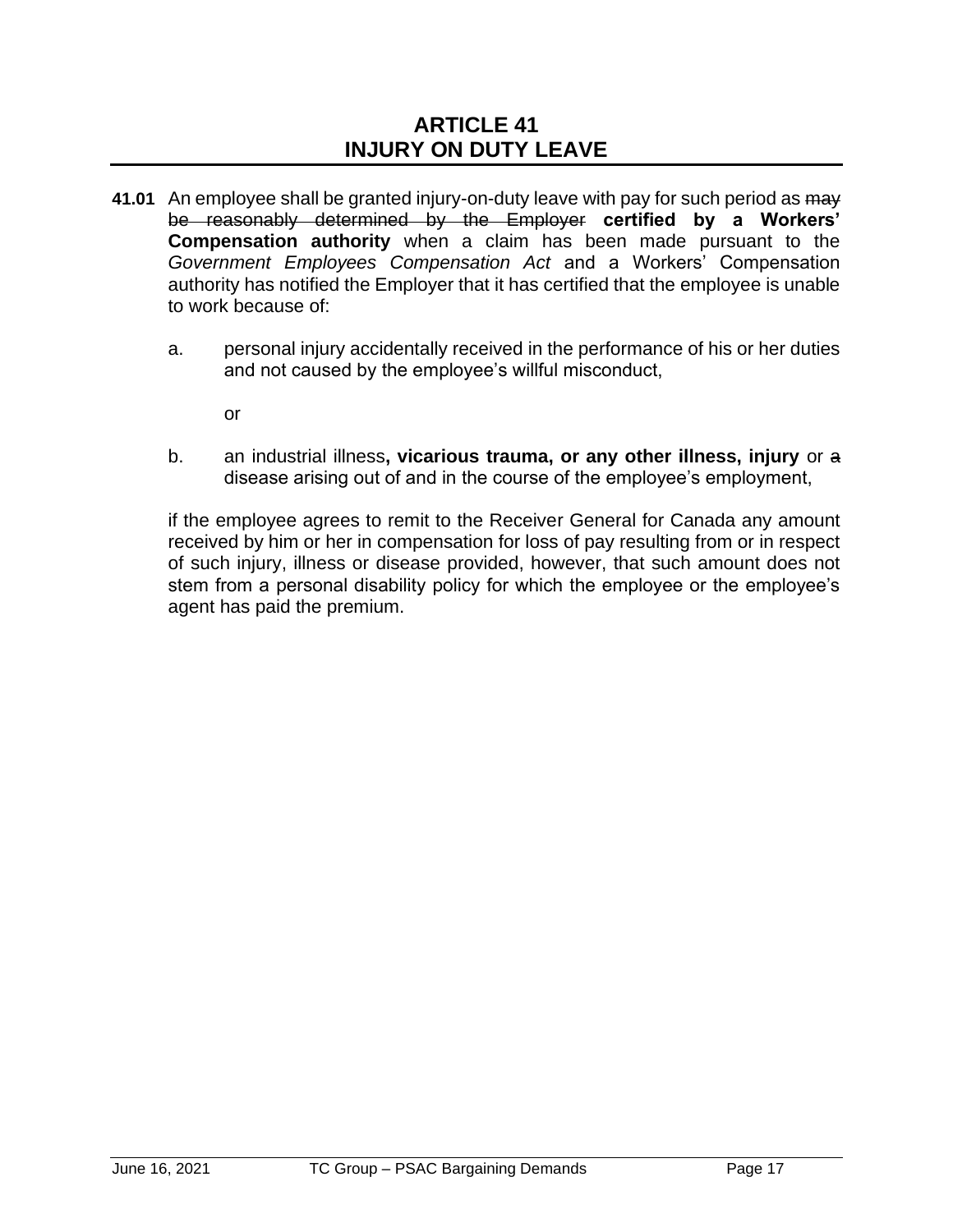# ARTICLE 41
# INJURY ON DUTY LEAVE

**41.01** An employee shall be granted injury-on-duty leave with pay for such period as ~~may be reasonably determined by the Employer~~ **certified by a Workers' Compensation authority** when a claim has been made pursuant to the *Government Employees Compensation Act* and a Workers' Compensation authority has notified the Employer that it has certified that the employee is unable to work because of:

a. personal injury accidentally received in the performance of his or her duties and not caused by the employee's willful misconduct,

   or

b. an industrial illness**, vicarious trauma, or any other illness, injury** or ~~a~~ disease arising out of and in the course of the employee's employment,

if the employee agrees to remit to the Receiver General for Canada any amount received by him or her in compensation for loss of pay resulting from or in respect of such injury, illness or disease provided, however, that such amount does not stem from a personal disability policy for which the employee or the employee's agent has paid the premium.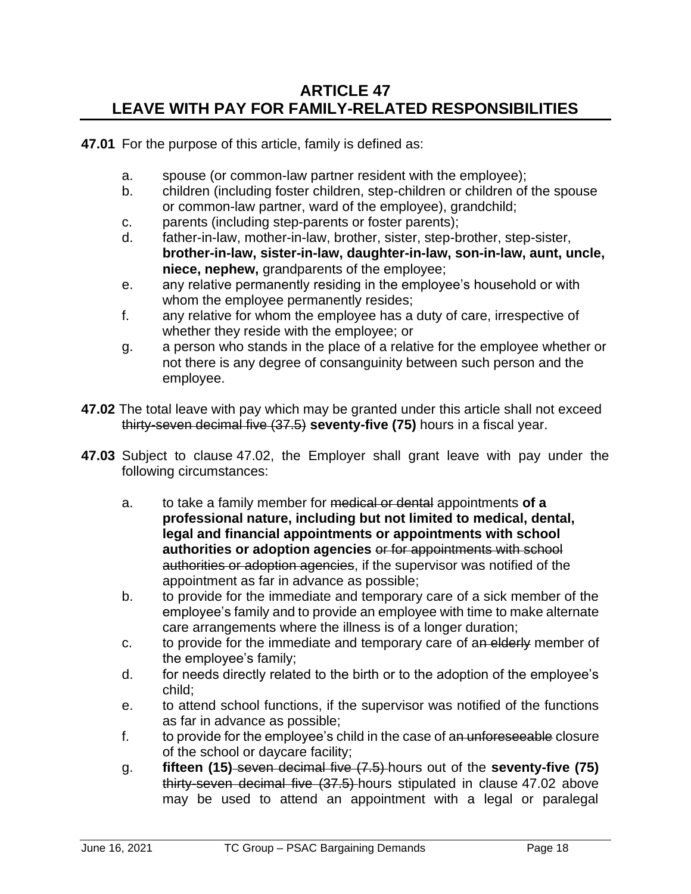# ARTICLE 47
# LEAVE WITH PAY FOR FAMILY-RELATED RESPONSIBILITIES

**47.01** For the purpose of this article, family is defined as:

a. spouse (or common-law partner resident with the employee);
b. children (including foster children, step-children or children of the spouse or common-law partner, ward of the employee), grandchild;
c. parents (including step-parents or foster parents);
d. father-in-law, mother-in-law, brother, sister, step-brother, step-sister, **brother-in-law, sister-in-law, daughter-in-law, son-in-law, aunt, uncle, niece, nephew,** grandparents of the employee;
e. any relative permanently residing in the employee's household or with whom the employee permanently resides;
f. any relative for whom the employee has a duty of care, irrespective of whether they reside with the employee; or
g. a person who stands in the place of a relative for the employee whether or not there is any degree of consanguinity between such person and the employee.

**47.02** The total leave with pay which may be granted under this article shall not exceed ~~thirty-seven decimal five (37.5)~~ **seventy-five (75)** hours in a fiscal year.

**47.03** Subject to clause 47.02, the Employer shall grant leave with pay under the following circumstances:

a. to take a family member for ~~medical or dental~~ appointments **of a professional nature, including but not limited to medical, dental, legal and financial appointments or appointments with school authorities or adoption agencies** ~~or for appointments with school authorities or adoption agencies~~, if the supervisor was notified of the appointment as far in advance as possible;
b. to provide for the immediate and temporary care of a sick member of the employee's family and to provide an employee with time to make alternate care arrangements where the illness is of a longer duration;
c. to provide for the immediate and temporary care of a~~n elderly~~ member of the employee's family;
d. for needs directly related to the birth or to the adoption of the employee's child;
e. to attend school functions, if the supervisor was notified of the functions as far in advance as possible;
f. to provide for the employee's child in the case of a~~n unforeseeable~~ closure of the school or daycare facility;
g. **fifteen (15)** ~~seven decimal five (7.5)~~ hours out of the **seventy-five (75)** ~~thirty-seven decimal five (37.5)~~ hours stipulated in clause 47.02 above may be used to attend an appointment with a legal or paralegal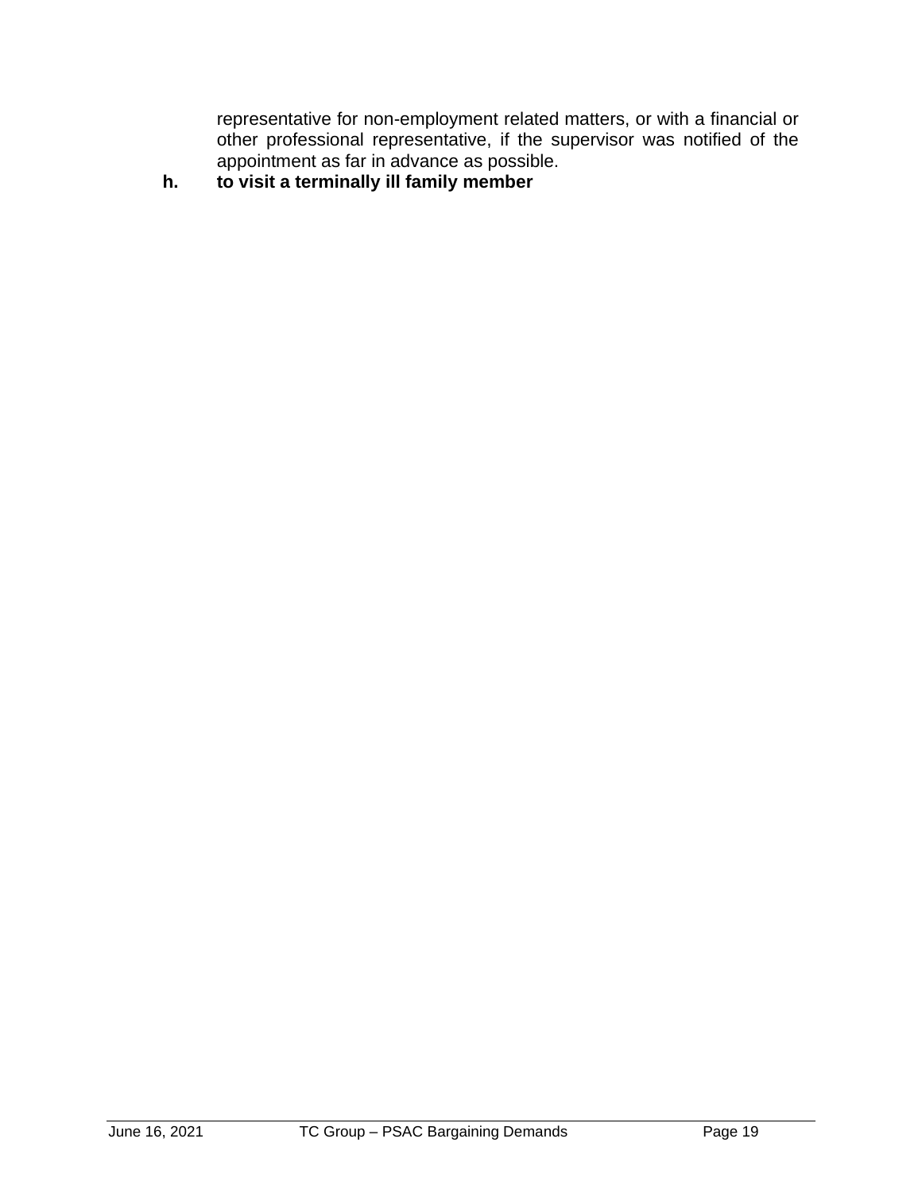representative for non-employment related matters, or with a financial or other professional representative, if the supervisor was notified of the appointment as far in advance as possible.

**h. to visit a terminally ill family member**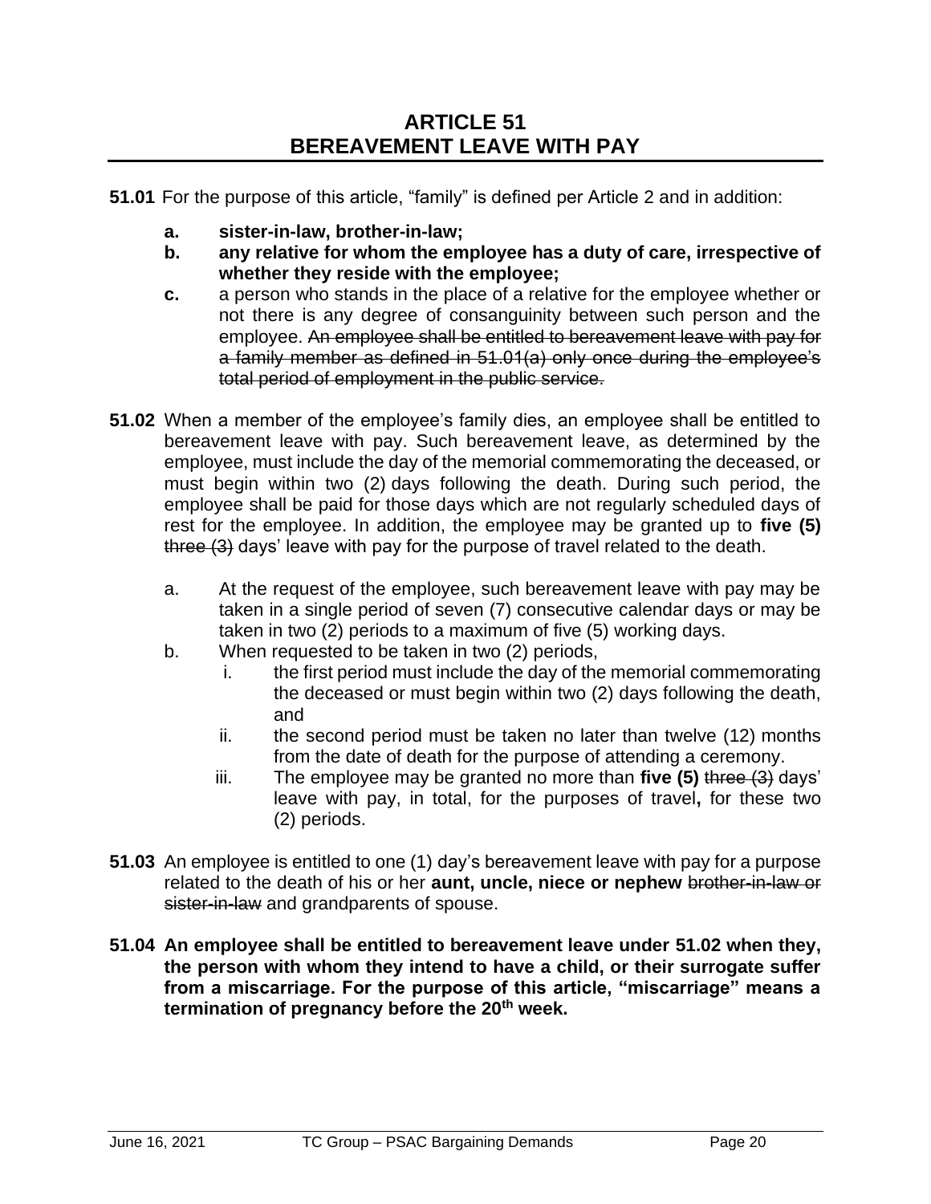# ARTICLE 51
# BEREAVEMENT LEAVE WITH PAY

**51.01** For the purpose of this article, "family" is defined per Article 2 and in addition:

- **a. sister-in-law, brother-in-law;**
- **b. any relative for whom the employee has a duty of care, irrespective of whether they reside with the employee;**
- **c.** a person who stands in the place of a relative for the employee whether or not there is any degree of consanguinity between such person and the employee. ~~An employee shall be entitled to bereavement leave with pay for a family member as defined in 51.01(a) only once during the employee's total period of employment in the public service.~~

**51.02** When a member of the employee's family dies, an employee shall be entitled to bereavement leave with pay. Such bereavement leave, as determined by the employee, must include the day of the memorial commemorating the deceased, or must begin within two (2) days following the death. During such period, the employee shall be paid for those days which are not regularly scheduled days of rest for the employee. In addition, the employee may be granted up to **five (5)** ~~three (3)~~ days' leave with pay for the purpose of travel related to the death.

- a. At the request of the employee, such bereavement leave with pay may be taken in a single period of seven (7) consecutive calendar days or may be taken in two (2) periods to a maximum of five (5) working days.
- b. When requested to be taken in two (2) periods,
  - i. the first period must include the day of the memorial commemorating the deceased or must begin within two (2) days following the death, and
  - ii. the second period must be taken no later than twelve (12) months from the date of death for the purpose of attending a ceremony.
  - iii. The employee may be granted no more than **five (5)** ~~three (3)~~ days' leave with pay, in total, for the purposes of travel**,** for these two (2) periods.

**51.03** An employee is entitled to one (1) day's bereavement leave with pay for a purpose related to the death of his or her **aunt, uncle, niece or nephew** ~~brother-in-law or sister-in-law~~ and grandparents of spouse.

**51.04 An employee shall be entitled to bereavement leave under 51.02 when they, the person with whom they intend to have a child, or their surrogate suffer from a miscarriage. For the purpose of this article, "miscarriage" means a termination of pregnancy before the 20th week.**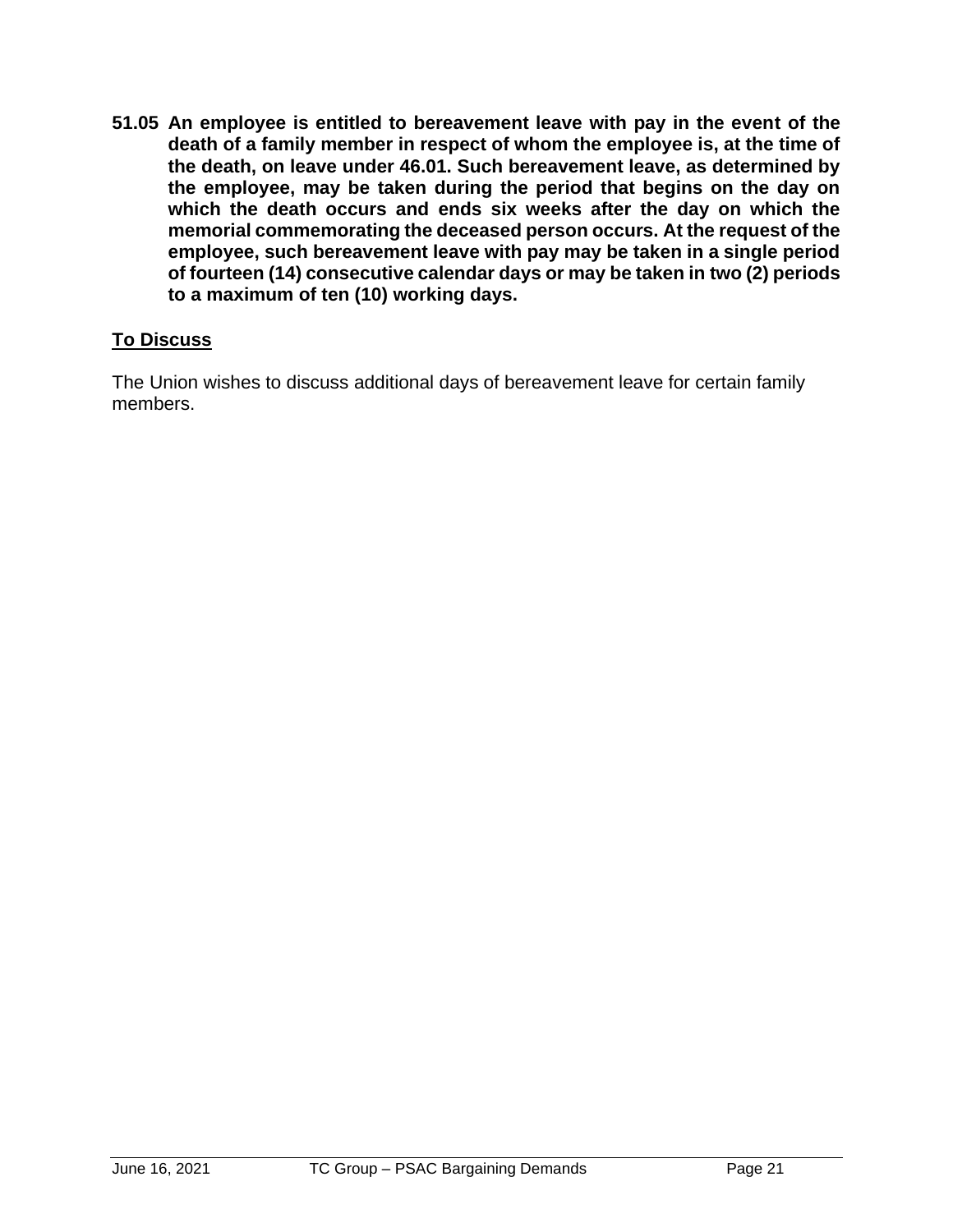**51.05 An employee is entitled to bereavement leave with pay in the event of the death of a family member in respect of whom the employee is, at the time of the death, on leave under 46.01. Such bereavement leave, as determined by the employee, may be taken during the period that begins on the day on which the death occurs and ends six weeks after the day on which the memorial commemorating the deceased person occurs. At the request of the employee, such bereavement leave with pay may be taken in a single period of fourteen (14) consecutive calendar days or may be taken in two (2) periods to a maximum of ten (10) working days.**

## To Discuss

The Union wishes to discuss additional days of bereavement leave for certain family members.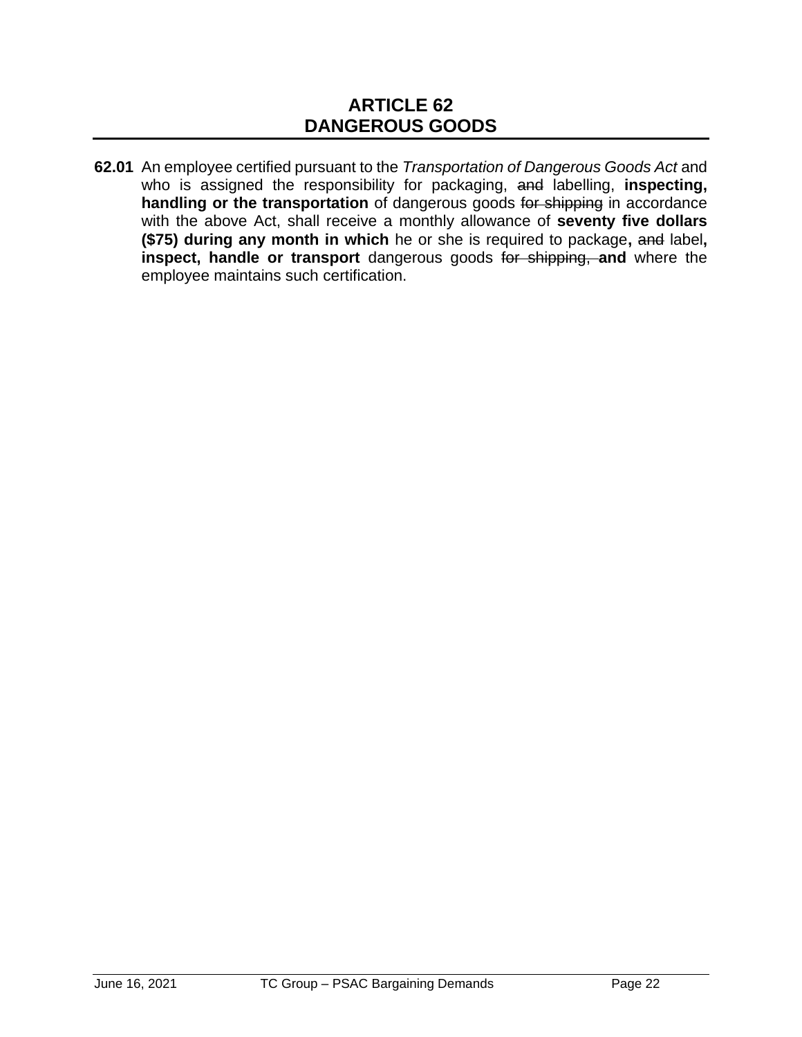# ARTICLE 62
# DANGEROUS GOODS

**62.01** An employee certified pursuant to the *Transportation of Dangerous Goods Act* and who is assigned the responsibility for packaging, ~~and~~ labelling, **inspecting, handling or the transportation** of dangerous goods ~~for shipping~~ in accordance with the above Act, shall receive a monthly allowance of **seventy five dollars ($75) during any month in which** he or she is required to package**,** ~~and~~ label**, inspect, handle or transport** dangerous goods ~~for shipping,~~ **and** where the employee maintains such certification.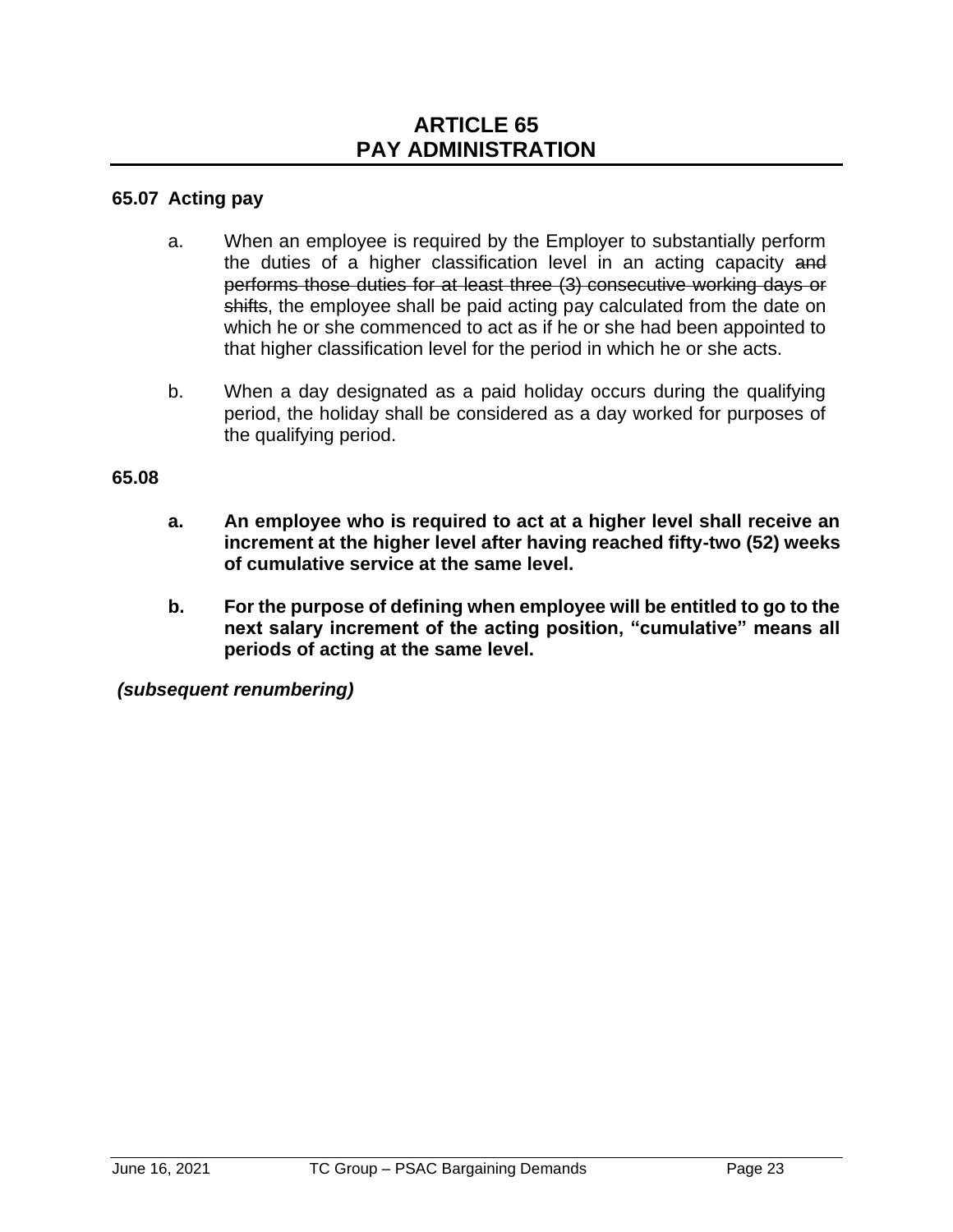# ARTICLE 65
# PAY ADMINISTRATION

**65.07 Acting pay**

a. When an employee is required by the Employer to substantially perform the duties of a higher classification level in an acting capacity ~~and performs those duties for at least three (3) consecutive working days or shifts~~, the employee shall be paid acting pay calculated from the date on which he or she commenced to act as if he or she had been appointed to that higher classification level for the period in which he or she acts.

b. When a day designated as a paid holiday occurs during the qualifying period, the holiday shall be considered as a day worked for purposes of the qualifying period.

**65.08**

**a. An employee who is required to act at a higher level shall receive an increment at the higher level after having reached fifty-two (52) weeks of cumulative service at the same level.**

**b. For the purpose of defining when employee will be entitled to go to the next salary increment of the acting position, "cumulative" means all periods of acting at the same level.**

***(subsequent renumbering)***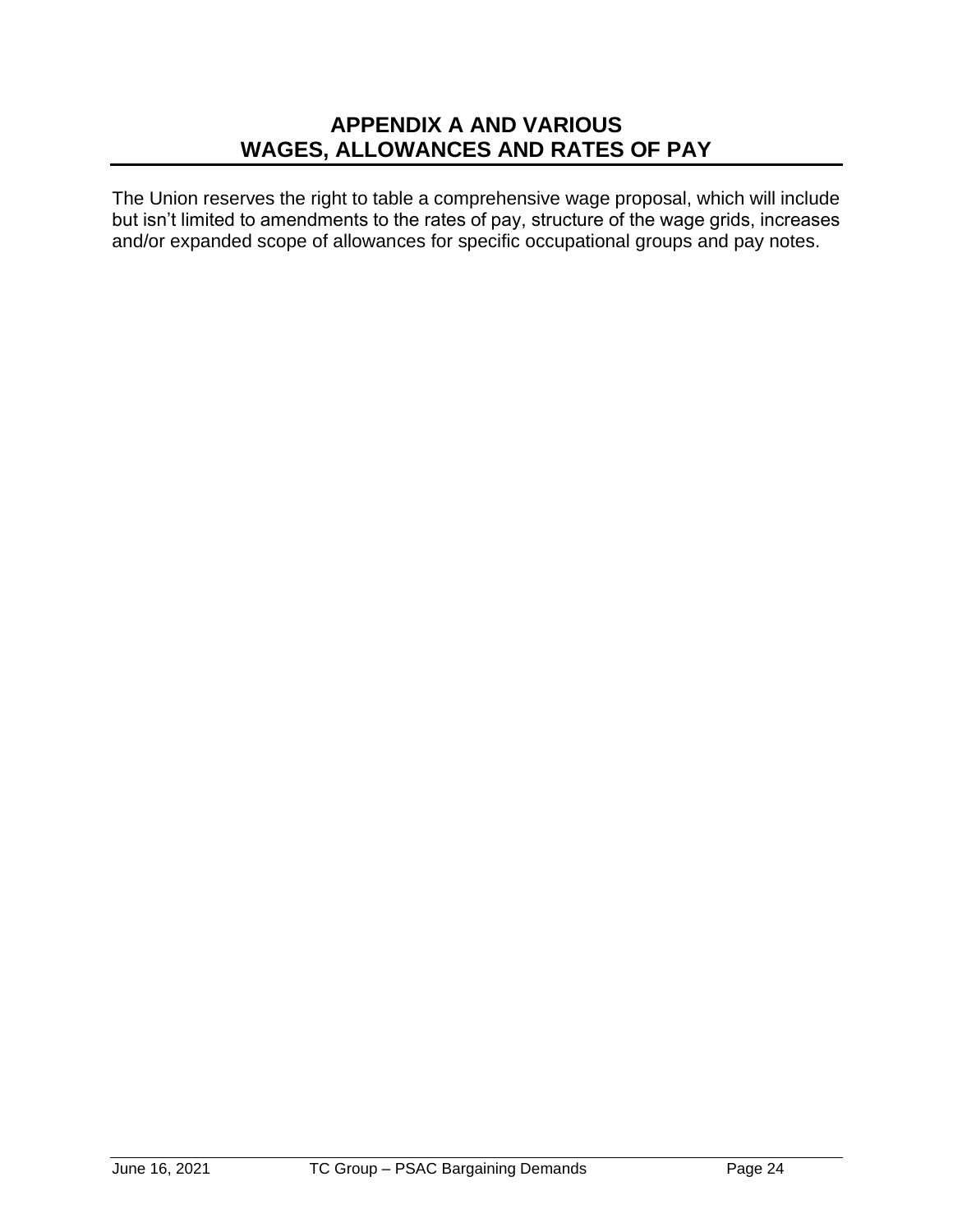# APPENDIX A AND VARIOUS WAGES, ALLOWANCES AND RATES OF PAY

The Union reserves the right to table a comprehensive wage proposal, which will include but isn't limited to amendments to the rates of pay, structure of the wage grids, increases and/or expanded scope of allowances for specific occupational groups and pay notes.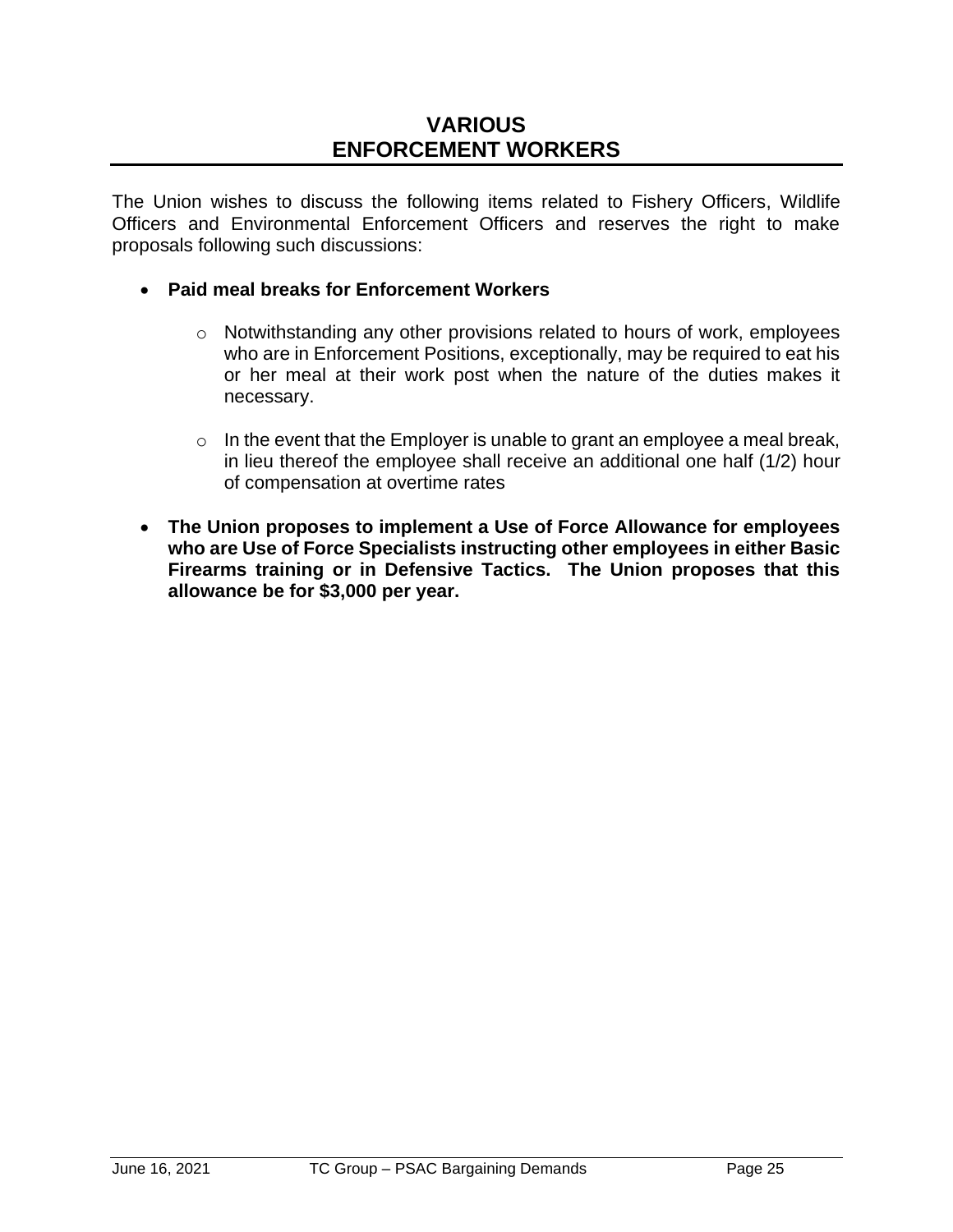# VARIOUS ENFORCEMENT WORKERS

The Union wishes to discuss the following items related to Fishery Officers, Wildlife Officers and Environmental Enforcement Officers and reserves the right to make proposals following such discussions:

- **Paid meal breaks for Enforcement Workers**
    - Notwithstanding any other provisions related to hours of work, employees who are in Enforcement Positions, exceptionally, may be required to eat his or her meal at their work post when the nature of the duties makes it necessary.
    - In the event that the Employer is unable to grant an employee a meal break, in lieu thereof the employee shall receive an additional one half (1/2) hour of compensation at overtime rates
- **The Union proposes to implement a Use of Force Allowance for employees who are Use of Force Specialists instructing other employees in either Basic Firearms training or in Defensive Tactics. The Union proposes that this allowance be for $3,000 per year.**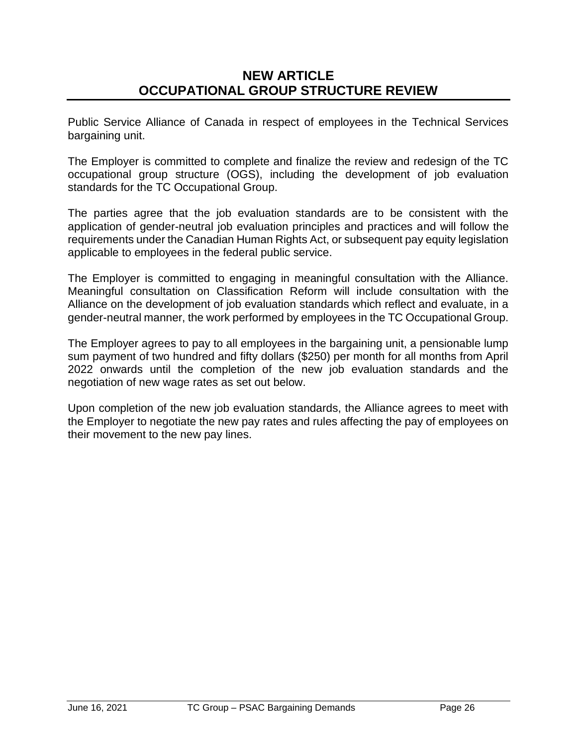## NEW ARTICLE
## OCCUPATIONAL GROUP STRUCTURE REVIEW

Public Service Alliance of Canada in respect of employees in the Technical Services bargaining unit.

The Employer is committed to complete and finalize the review and redesign of the TC occupational group structure (OGS), including the development of job evaluation standards for the TC Occupational Group.

The parties agree that the job evaluation standards are to be consistent with the application of gender-neutral job evaluation principles and practices and will follow the requirements under the Canadian Human Rights Act, or subsequent pay equity legislation applicable to employees in the federal public service.

The Employer is committed to engaging in meaningful consultation with the Alliance. Meaningful consultation on Classification Reform will include consultation with the Alliance on the development of job evaluation standards which reflect and evaluate, in a gender-neutral manner, the work performed by employees in the TC Occupational Group.

The Employer agrees to pay to all employees in the bargaining unit, a pensionable lump sum payment of two hundred and fifty dollars ($250) per month for all months from April 2022 onwards until the completion of the new job evaluation standards and the negotiation of new wage rates as set out below.

Upon completion of the new job evaluation standards, the Alliance agrees to meet with the Employer to negotiate the new pay rates and rules affecting the pay of employees on their movement to the new pay lines.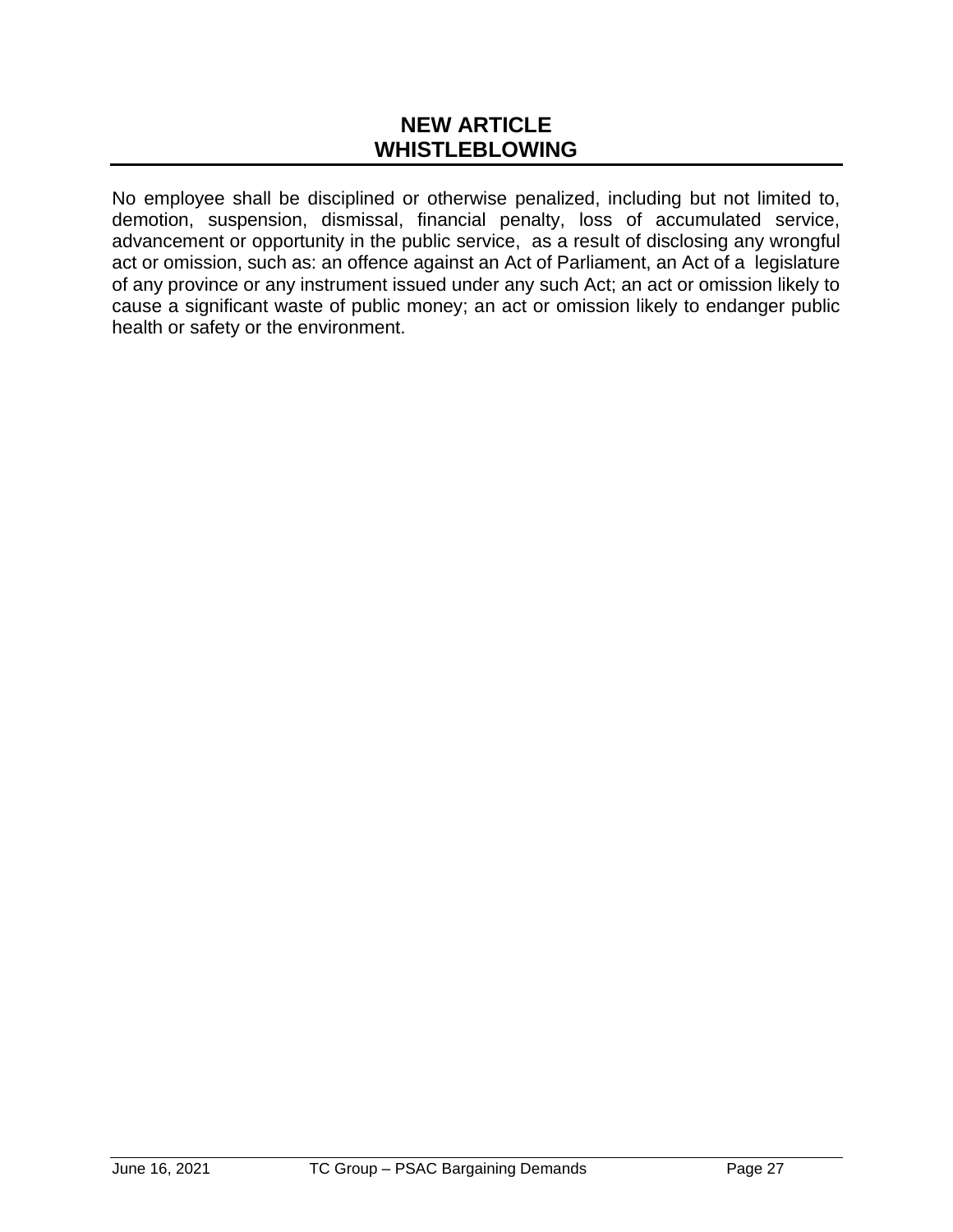## NEW ARTICLE
## WHISTLEBLOWING

No employee shall be disciplined or otherwise penalized, including but not limited to, demotion, suspension, dismissal, financial penalty, loss of accumulated service, advancement or opportunity in the public service, as a result of disclosing any wrongful act or omission, such as: an offence against an Act of Parliament, an Act of a legislature of any province or any instrument issued under any such Act; an act or omission likely to cause a significant waste of public money; an act or omission likely to endanger public health or safety or the environment.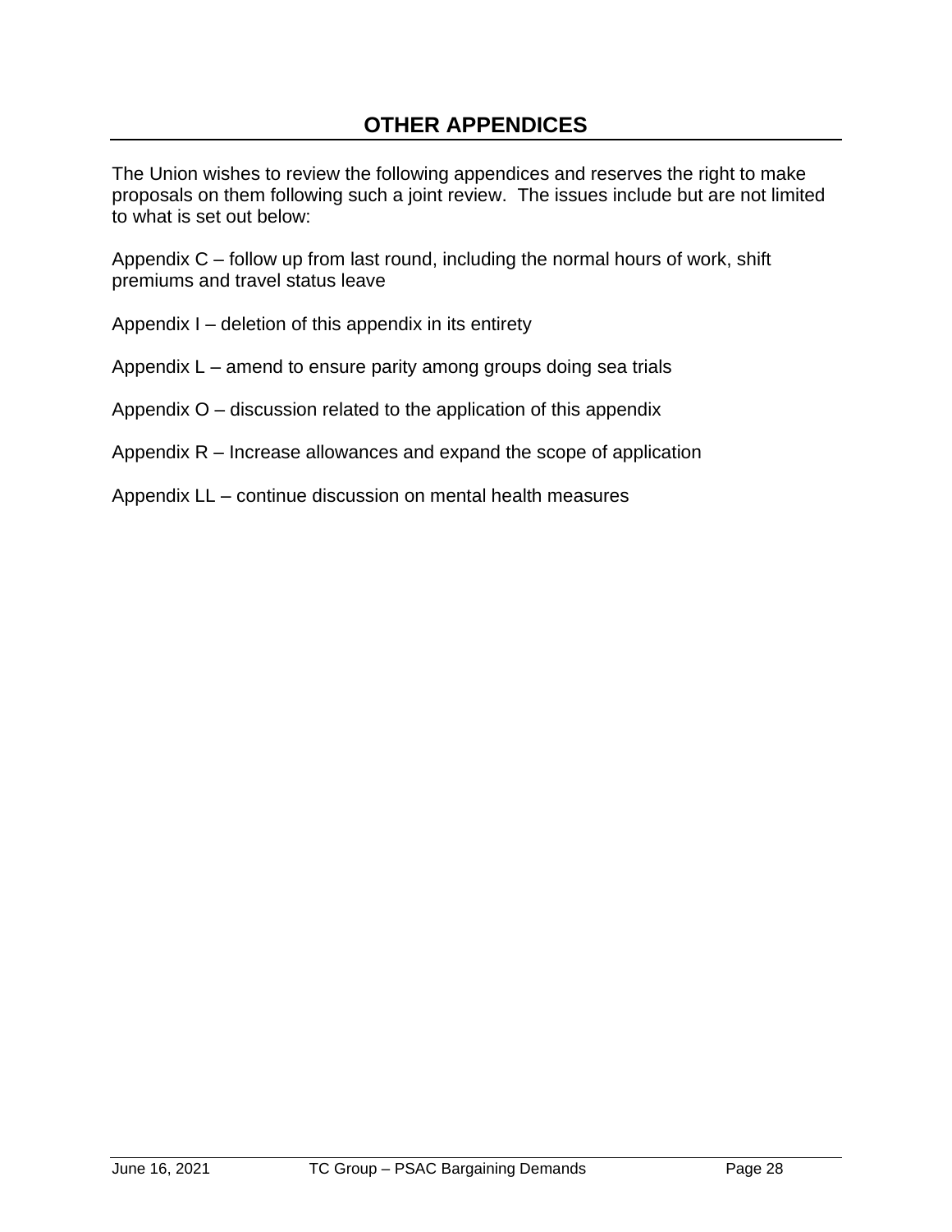## OTHER APPENDICES

The Union wishes to review the following appendices and reserves the right to make proposals on them following such a joint review. The issues include but are not limited to what is set out below:

Appendix C – follow up from last round, including the normal hours of work, shift premiums and travel status leave

Appendix I – deletion of this appendix in its entirety

Appendix L – amend to ensure parity among groups doing sea trials

Appendix O – discussion related to the application of this appendix

Appendix R – Increase allowances and expand the scope of application

Appendix LL – continue discussion on mental health measures